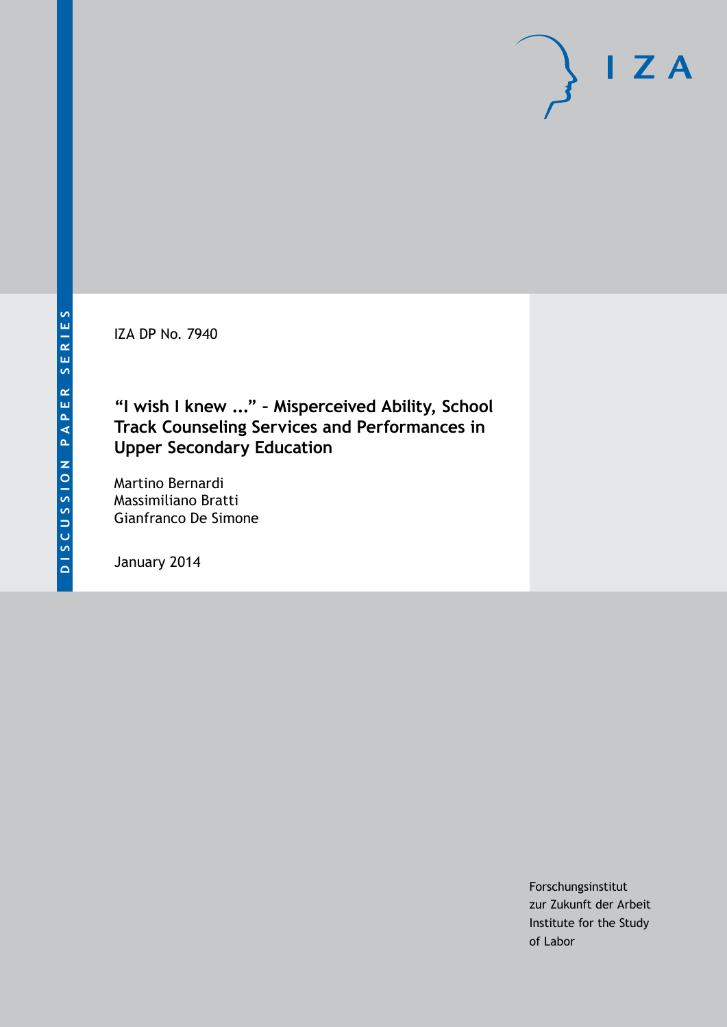DISCUSSION PAPER SERIES

IZA

IZA DP No. 7940

# "I wish I knew ..." – Misperceived Ability, School Track Counseling Services and Performances in Upper Secondary Education

Martino Bernardi
Massimiliano Bratti
Gianfranco De Simone

January 2014

Forschungsinstitut
zur Zukunft der Arbeit
Institute for the Study
of Labor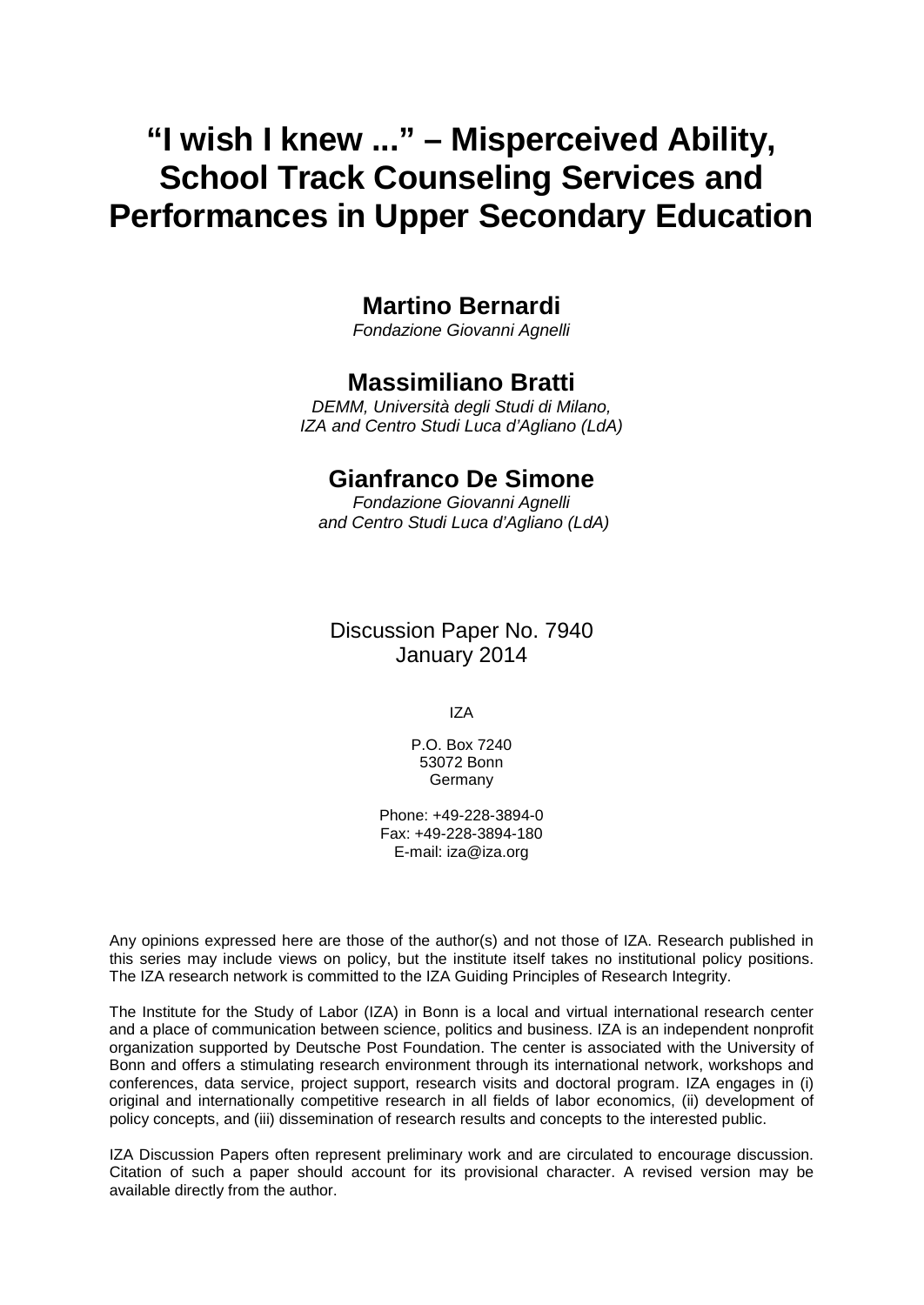# “I wish I knew ...” – Misperceived Ability, School Track Counseling Services and Performances in Upper Secondary Education

## Martino Bernardi

*Fondazione Giovanni Agnelli*

## Massimiliano Bratti

*DEMM, Università degli Studi di Milano, IZA and Centro Studi Luca d’Agliano (LdA)*

## Gianfranco De Simone

*Fondazione Giovanni Agnelli and Centro Studi Luca d’Agliano (LdA)*

Discussion Paper No. 7940
January 2014

IZA

P.O. Box 7240
53072 Bonn
Germany

Phone: +49-228-3894-0
Fax: +49-228-3894-180
E-mail: iza@iza.org

Any opinions expressed here are those of the author(s) and not those of IZA. Research published in this series may include views on policy, but the institute itself takes no institutional policy positions. The IZA research network is committed to the IZA Guiding Principles of Research Integrity.

The Institute for the Study of Labor (IZA) in Bonn is a local and virtual international research center and a place of communication between science, politics and business. IZA is an independent nonprofit organization supported by Deutsche Post Foundation. The center is associated with the University of Bonn and offers a stimulating research environment through its international network, workshops and conferences, data service, project support, research visits and doctoral program. IZA engages in (i) original and internationally competitive research in all fields of labor economics, (ii) development of policy concepts, and (iii) dissemination of research results and concepts to the interested public.

IZA Discussion Papers often represent preliminary work and are circulated to encourage discussion. Citation of such a paper should account for its provisional character. A revised version may be available directly from the author.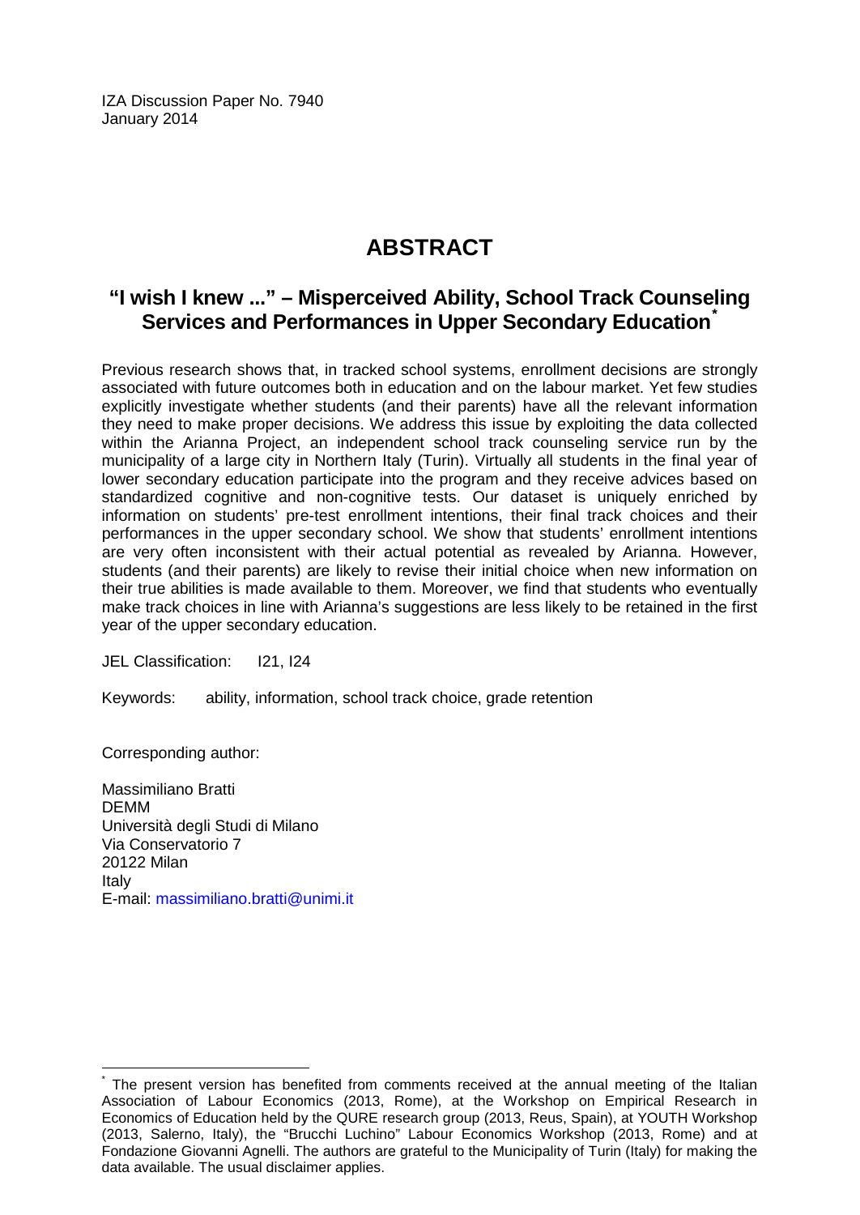IZA Discussion Paper No. 7940
January 2014

# ABSTRACT

## "I wish I knew ..." – Misperceived Ability, School Track Counseling Services and Performances in Upper Secondary Education[*]

Previous research shows that, in tracked school systems, enrollment decisions are strongly associated with future outcomes both in education and on the labour market. Yet few studies explicitly investigate whether students (and their parents) have all the relevant information they need to make proper decisions. We address this issue by exploiting the data collected within the Arianna Project, an independent school track counseling service run by the municipality of a large city in Northern Italy (Turin). Virtually all students in the final year of lower secondary education participate into the program and they receive advices based on standardized cognitive and non-cognitive tests. Our dataset is uniquely enriched by information on students' pre-test enrollment intentions, their final track choices and their performances in the upper secondary school. We show that students' enrollment intentions are very often inconsistent with their actual potential as revealed by Arianna. However, students (and their parents) are likely to revise their initial choice when new information on their true abilities is made available to them. Moreover, we find that students who eventually make track choices in line with Arianna's suggestions are less likely to be retained in the first year of the upper secondary education.

JEL Classification: I21, I24

Keywords: ability, information, school track choice, grade retention

Corresponding author:

Massimiliano Bratti
DEMM
Università degli Studi di Milano
Via Conservatorio 7
20122 Milan
Italy
E-mail: massimiliano.bratti@unimi.it

---

[*] The present version has benefited from comments received at the annual meeting of the Italian Association of Labour Economics (2013, Rome), at the Workshop on Empirical Research in Economics of Education held by the QURE research group (2013, Reus, Spain), at YOUTH Workshop (2013, Salerno, Italy), the "Brucchi Luchino" Labour Economics Workshop (2013, Rome) and at Fondazione Giovanni Agnelli. The authors are grateful to the Municipality of Turin (Italy) for making the data available. The usual disclaimer applies.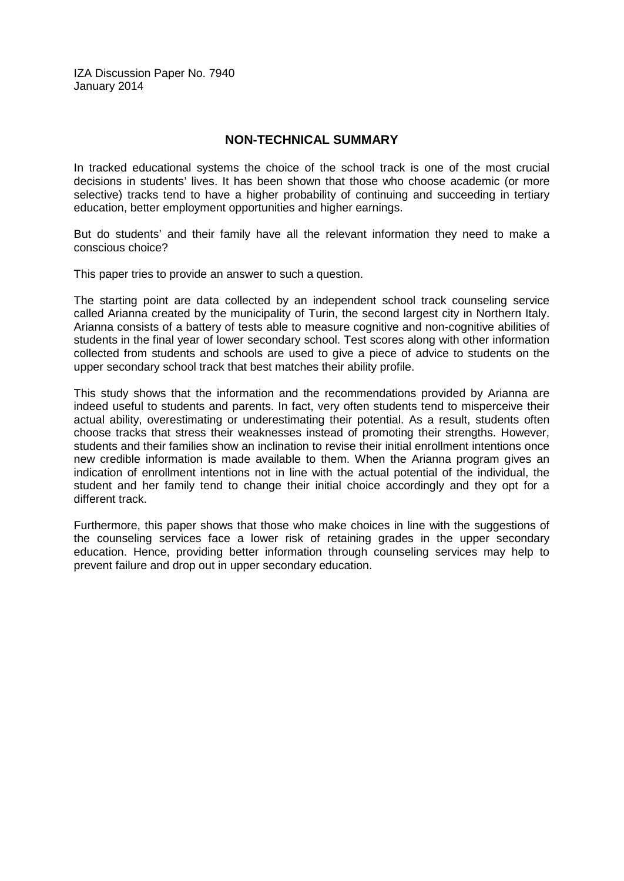IZA Discussion Paper No. 7940
January 2014

## NON-TECHNICAL SUMMARY

In tracked educational systems the choice of the school track is one of the most crucial decisions in students' lives. It has been shown that those who choose academic (or more selective) tracks tend to have a higher probability of continuing and succeeding in tertiary education, better employment opportunities and higher earnings.

But do students' and their family have all the relevant information they need to make a conscious choice?

This paper tries to provide an answer to such a question.

The starting point are data collected by an independent school track counseling service called Arianna created by the municipality of Turin, the second largest city in Northern Italy. Arianna consists of a battery of tests able to measure cognitive and non-cognitive abilities of students in the final year of lower secondary school. Test scores along with other information collected from students and schools are used to give a piece of advice to students on the upper secondary school track that best matches their ability profile.

This study shows that the information and the recommendations provided by Arianna are indeed useful to students and parents. In fact, very often students tend to misperceive their actual ability, overestimating or underestimating their potential. As a result, students often choose tracks that stress their weaknesses instead of promoting their strengths. However, students and their families show an inclination to revise their initial enrollment intentions once new credible information is made available to them. When the Arianna program gives an indication of enrollment intentions not in line with the actual potential of the individual, the student and her family tend to change their initial choice accordingly and they opt for a different track.

Furthermore, this paper shows that those who make choices in line with the suggestions of the counseling services face a lower risk of retaining grades in the upper secondary education. Hence, providing better information through counseling services may help to prevent failure and drop out in upper secondary education.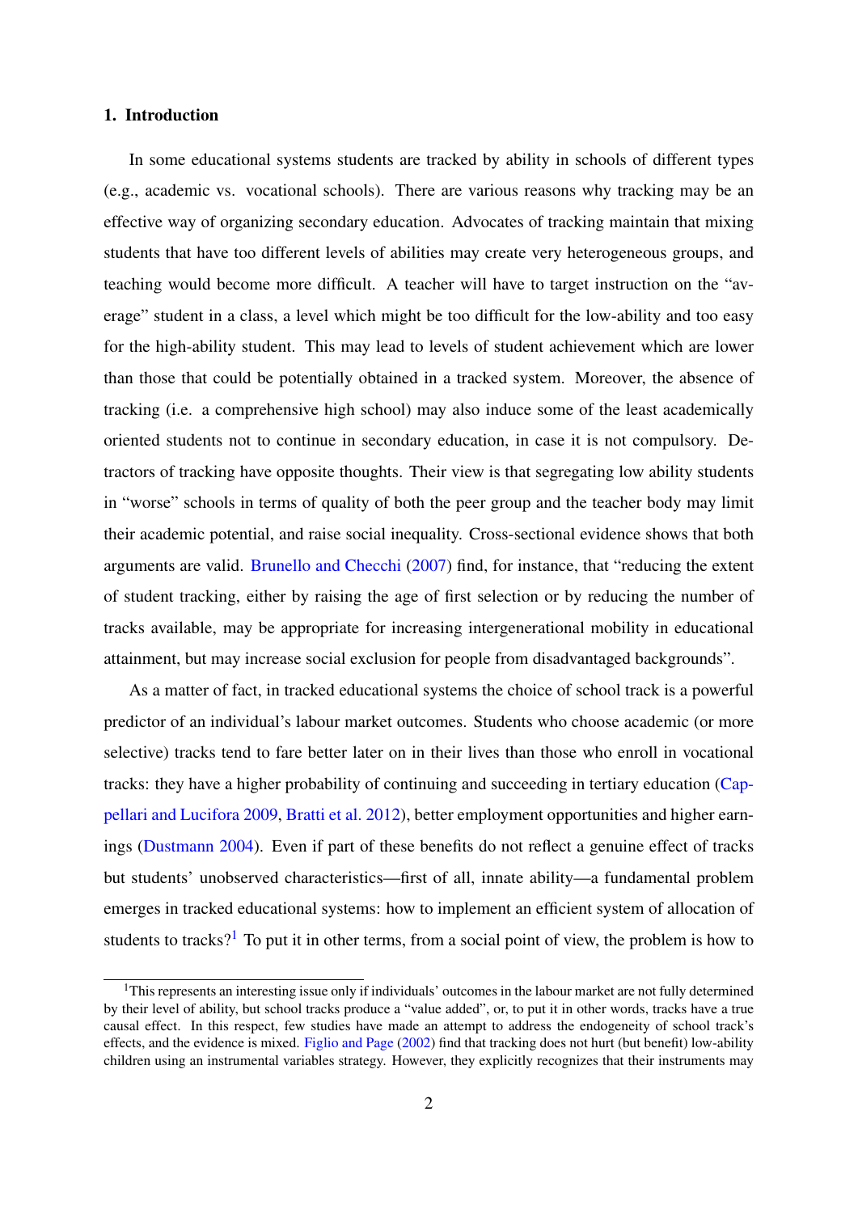## 1. Introduction

In some educational systems students are tracked by ability in schools of different types (e.g., academic vs. vocational schools). There are various reasons why tracking may be an effective way of organizing secondary education. Advocates of tracking maintain that mixing students that have too different levels of abilities may create very heterogeneous groups, and teaching would become more difficult. A teacher will have to target instruction on the "average" student in a class, a level which might be too difficult for the low-ability and too easy for the high-ability student. This may lead to levels of student achievement which are lower than those that could be potentially obtained in a tracked system. Moreover, the absence of tracking (i.e. a comprehensive high school) may also induce some of the least academically oriented students not to continue in secondary education, in case it is not compulsory. Detractors of tracking have opposite thoughts. Their view is that segregating low ability students in "worse" schools in terms of quality of both the peer group and the teacher body may limit their academic potential, and raise social inequality. Cross-sectional evidence shows that both arguments are valid. Brunello and Checchi (2007) find, for instance, that "reducing the extent of student tracking, either by raising the age of first selection or by reducing the number of tracks available, may be appropriate for increasing intergenerational mobility in educational attainment, but may increase social exclusion for people from disadvantaged backgrounds".

As a matter of fact, in tracked educational systems the choice of school track is a powerful predictor of an individual's labour market outcomes. Students who choose academic (or more selective) tracks tend to fare better later on in their lives than those who enroll in vocational tracks: they have a higher probability of continuing and succeeding in tertiary education (Cappellari and Lucifora 2009, Bratti et al. 2012), better employment opportunities and higher earnings (Dustmann 2004). Even if part of these benefits do not reflect a genuine effect of tracks but students' unobserved characteristics—first of all, innate ability—a fundamental problem emerges in tracked educational systems: how to implement an efficient system of allocation of students to tracks?[1] To put it in other terms, from a social point of view, the problem is how to

[1] This represents an interesting issue only if individuals' outcomes in the labour market are not fully determined by their level of ability, but school tracks produce a "value added", or, to put it in other words, tracks have a true causal effect. In this respect, few studies have made an attempt to address the endogeneity of school track's effects, and the evidence is mixed. Figlio and Page (2002) find that tracking does not hurt (but benefit) low-ability children using an instrumental variables strategy. However, they explicitly recognizes that their instruments may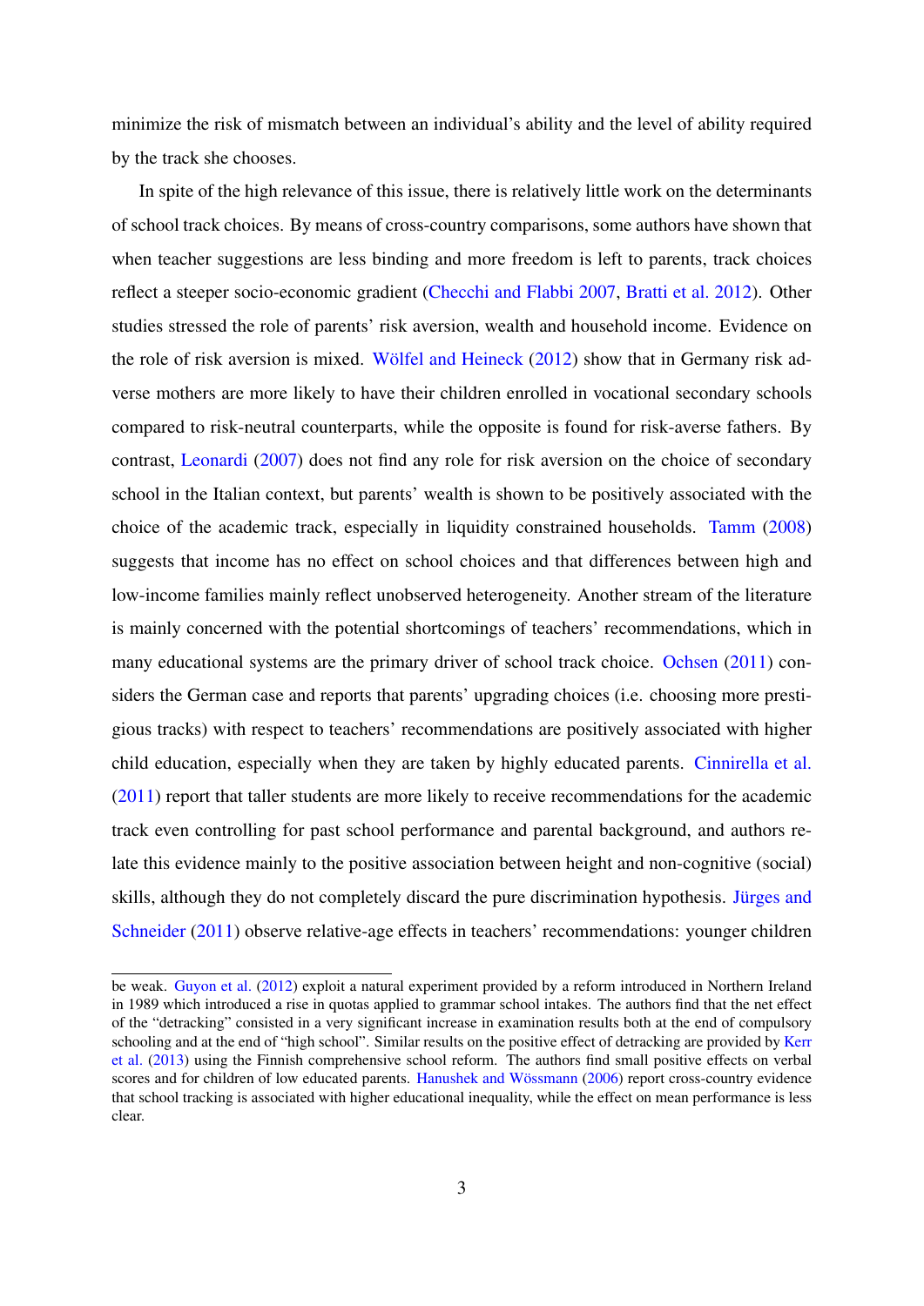minimize the risk of mismatch between an individual's ability and the level of ability required by the track she chooses.

In spite of the high relevance of this issue, there is relatively little work on the determinants of school track choices. By means of cross-country comparisons, some authors have shown that when teacher suggestions are less binding and more freedom is left to parents, track choices reflect a steeper socio-economic gradient (Checchi and Flabbi 2007, Bratti et al. 2012). Other studies stressed the role of parents' risk aversion, wealth and household income. Evidence on the role of risk aversion is mixed. Wölfel and Heineck (2012) show that in Germany risk adverse mothers are more likely to have their children enrolled in vocational secondary schools compared to risk-neutral counterparts, while the opposite is found for risk-averse fathers. By contrast, Leonardi (2007) does not find any role for risk aversion on the choice of secondary school in the Italian context, but parents' wealth is shown to be positively associated with the choice of the academic track, especially in liquidity constrained households. Tamm (2008) suggests that income has no effect on school choices and that differences between high and low-income families mainly reflect unobserved heterogeneity. Another stream of the literature is mainly concerned with the potential shortcomings of teachers' recommendations, which in many educational systems are the primary driver of school track choice. Ochsen (2011) considers the German case and reports that parents' upgrading choices (i.e. choosing more prestigious tracks) with respect to teachers' recommendations are positively associated with higher child education, especially when they are taken by highly educated parents. Cinnirella et al. (2011) report that taller students are more likely to receive recommendations for the academic track even controlling for past school performance and parental background, and authors relate this evidence mainly to the positive association between height and non-cognitive (social) skills, although they do not completely discard the pure discrimination hypothesis. Jürges and Schneider (2011) observe relative-age effects in teachers' recommendations: younger children

be weak. Guyon et al. (2012) exploit a natural experiment provided by a reform introduced in Northern Ireland in 1989 which introduced a rise in quotas applied to grammar school intakes. The authors find that the net effect of the "detracking" consisted in a very significant increase in examination results both at the end of compulsory schooling and at the end of "high school". Similar results on the positive effect of detracking are provided by Kerr et al. (2013) using the Finnish comprehensive school reform. The authors find small positive effects on verbal scores and for children of low educated parents. Hanushek and Wössmann (2006) report cross-country evidence that school tracking is associated with higher educational inequality, while the effect on mean performance is less clear.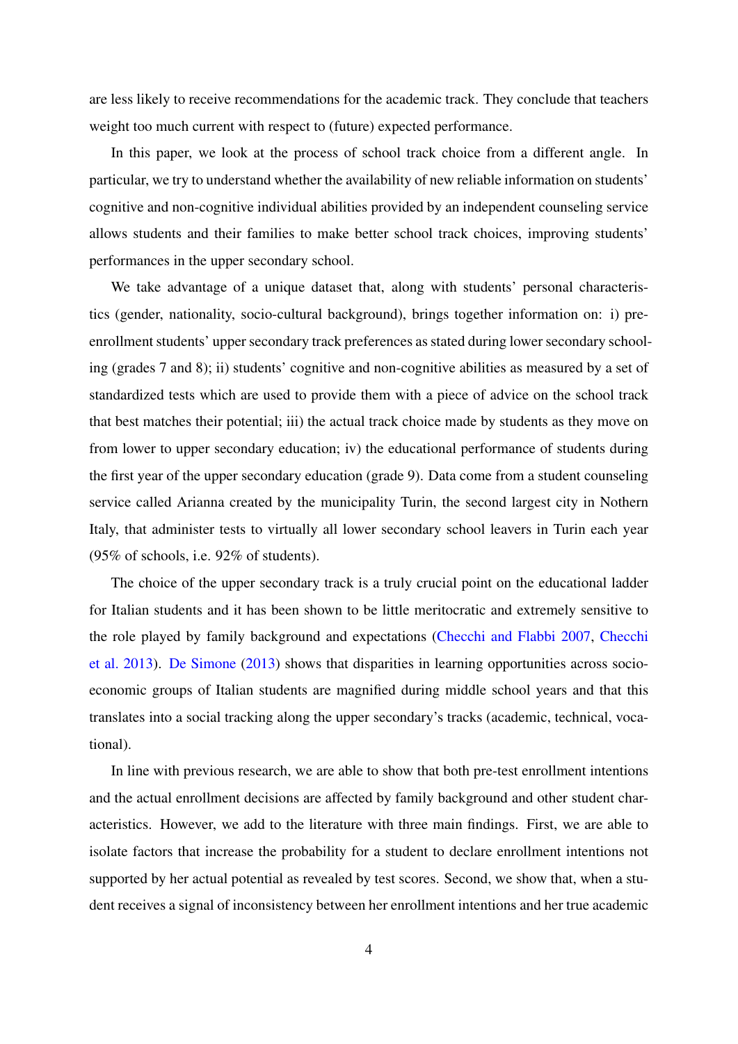are less likely to receive recommendations for the academic track. They conclude that teachers weight too much current with respect to (future) expected performance.

In this paper, we look at the process of school track choice from a different angle. In particular, we try to understand whether the availability of new reliable information on students' cognitive and non-cognitive individual abilities provided by an independent counseling service allows students and their families to make better school track choices, improving students' performances in the upper secondary school.

We take advantage of a unique dataset that, along with students' personal characteristics (gender, nationality, socio-cultural background), brings together information on: i) pre-enrollment students' upper secondary track preferences as stated during lower secondary schooling (grades 7 and 8); ii) students' cognitive and non-cognitive abilities as measured by a set of standardized tests which are used to provide them with a piece of advice on the school track that best matches their potential; iii) the actual track choice made by students as they move on from lower to upper secondary education; iv) the educational performance of students during the first year of the upper secondary education (grade 9). Data come from a student counseling service called Arianna created by the municipality Turin, the second largest city in Nothern Italy, that administer tests to virtually all lower secondary school leavers in Turin each year (95% of schools, i.e. 92% of students).

The choice of the upper secondary track is a truly crucial point on the educational ladder for Italian students and it has been shown to be little meritocratic and extremely sensitive to the role played by family background and expectations (Checchi and Flabbi 2007, Checchi et al. 2013). De Simone (2013) shows that disparities in learning opportunities across socio-economic groups of Italian students are magnified during middle school years and that this translates into a social tracking along the upper secondary's tracks (academic, technical, vocational).

In line with previous research, we are able to show that both pre-test enrollment intentions and the actual enrollment decisions are affected by family background and other student characteristics. However, we add to the literature with three main findings. First, we are able to isolate factors that increase the probability for a student to declare enrollment intentions not supported by her actual potential as revealed by test scores. Second, we show that, when a student receives a signal of inconsistency between her enrollment intentions and her true academic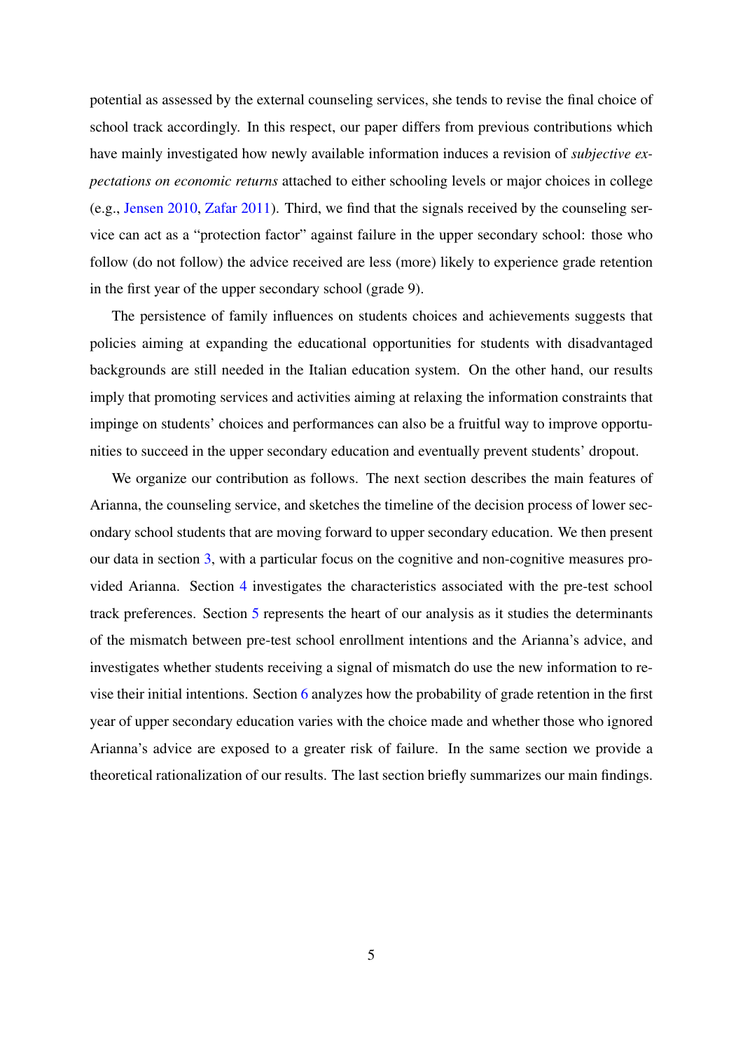potential as assessed by the external counseling services, she tends to revise the final choice of school track accordingly. In this respect, our paper differs from previous contributions which have mainly investigated how newly available information induces a revision of *subjective expectations on economic returns* attached to either schooling levels or major choices in college (e.g., Jensen 2010, Zafar 2011). Third, we find that the signals received by the counseling service can act as a "protection factor" against failure in the upper secondary school: those who follow (do not follow) the advice received are less (more) likely to experience grade retention in the first year of the upper secondary school (grade 9).

The persistence of family influences on students choices and achievements suggests that policies aiming at expanding the educational opportunities for students with disadvantaged backgrounds are still needed in the Italian education system. On the other hand, our results imply that promoting services and activities aiming at relaxing the information constraints that impinge on students' choices and performances can also be a fruitful way to improve opportunities to succeed in the upper secondary education and eventually prevent students' dropout.

We organize our contribution as follows. The next section describes the main features of Arianna, the counseling service, and sketches the timeline of the decision process of lower secondary school students that are moving forward to upper secondary education. We then present our data in section 3, with a particular focus on the cognitive and non-cognitive measures provided Arianna. Section 4 investigates the characteristics associated with the pre-test school track preferences. Section 5 represents the heart of our analysis as it studies the determinants of the mismatch between pre-test school enrollment intentions and the Arianna's advice, and investigates whether students receiving a signal of mismatch do use the new information to revise their initial intentions. Section 6 analyzes how the probability of grade retention in the first year of upper secondary education varies with the choice made and whether those who ignored Arianna's advice are exposed to a greater risk of failure. In the same section we provide a theoretical rationalization of our results. The last section briefly summarizes our main findings.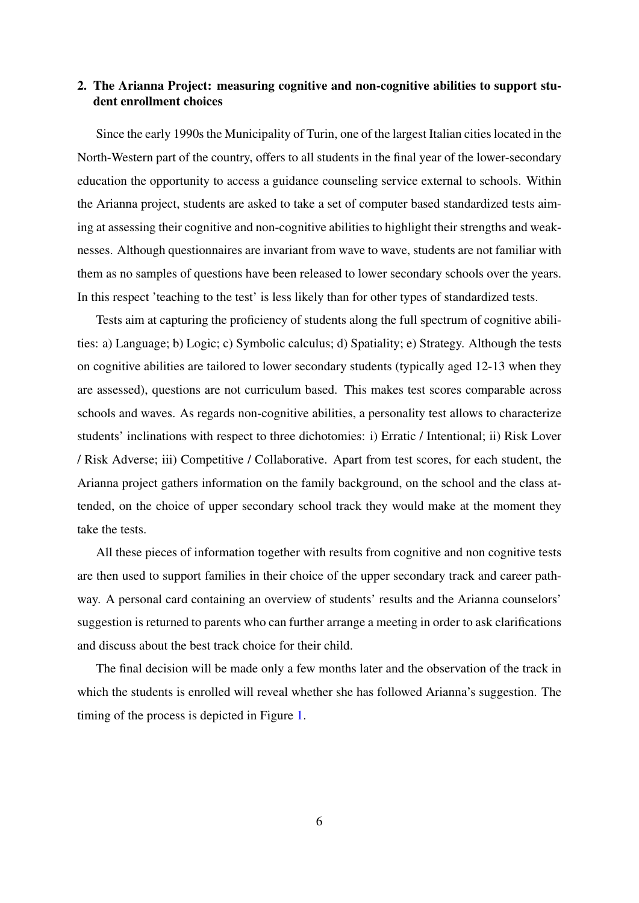## 2. The Arianna Project: measuring cognitive and non-cognitive abilities to support student enrollment choices

Since the early 1990s the Municipality of Turin, one of the largest Italian cities located in the North-Western part of the country, offers to all students in the final year of the lower-secondary education the opportunity to access a guidance counseling service external to schools. Within the Arianna project, students are asked to take a set of computer based standardized tests aiming at assessing their cognitive and non-cognitive abilities to highlight their strengths and weaknesses. Although questionnaires are invariant from wave to wave, students are not familiar with them as no samples of questions have been released to lower secondary schools over the years. In this respect 'teaching to the test' is less likely than for other types of standardized tests.

Tests aim at capturing the proficiency of students along the full spectrum of cognitive abilities: a) Language; b) Logic; c) Symbolic calculus; d) Spatiality; e) Strategy. Although the tests on cognitive abilities are tailored to lower secondary students (typically aged 12-13 when they are assessed), questions are not curriculum based. This makes test scores comparable across schools and waves. As regards non-cognitive abilities, a personality test allows to characterize students' inclinations with respect to three dichotomies: i) Erratic / Intentional; ii) Risk Lover / Risk Adverse; iii) Competitive / Collaborative. Apart from test scores, for each student, the Arianna project gathers information on the family background, on the school and the class attended, on the choice of upper secondary school track they would make at the moment they take the tests.

All these pieces of information together with results from cognitive and non cognitive tests are then used to support families in their choice of the upper secondary track and career pathway. A personal card containing an overview of students' results and the Arianna counselors' suggestion is returned to parents who can further arrange a meeting in order to ask clarifications and discuss about the best track choice for their child.

The final decision will be made only a few months later and the observation of the track in which the students is enrolled will reveal whether she has followed Arianna's suggestion. The timing of the process is depicted in Figure 1.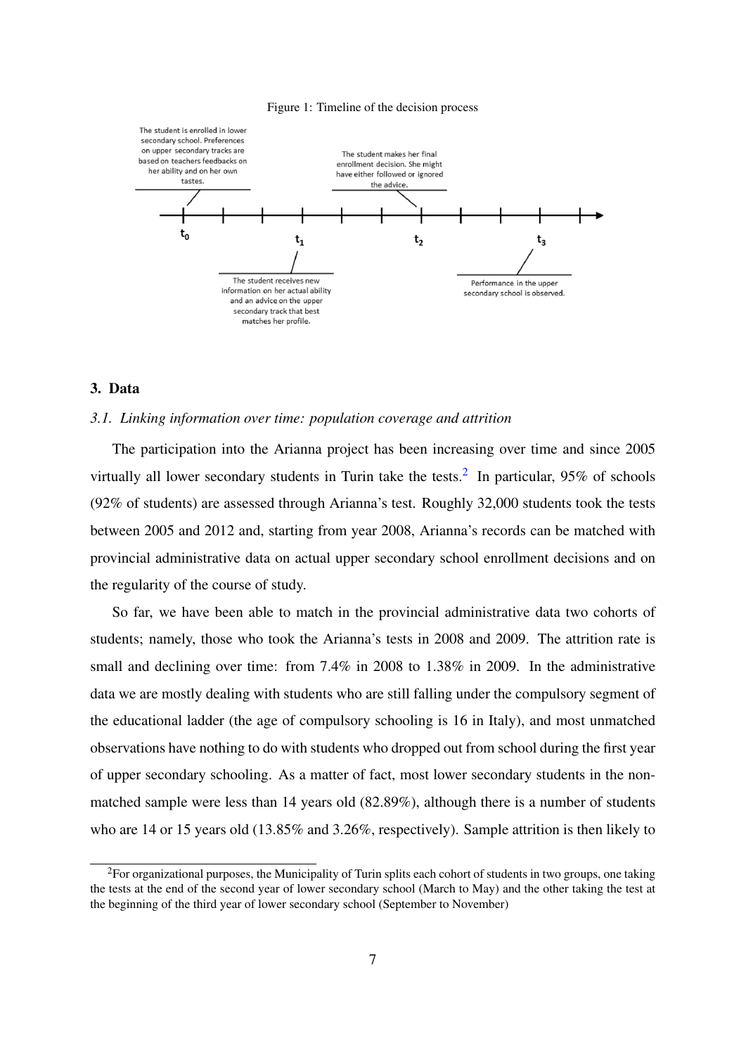Figure 1: Timeline of the decision process

## 3. Data

### 3.1. Linking information over time: population coverage and attrition

The participation into the Arianna project has been increasing over time and since 2005 virtually all lower secondary students in Turin take the tests.[2] In particular, 95% of schools (92% of students) are assessed through Arianna's test. Roughly 32,000 students took the tests between 2005 and 2012 and, starting from year 2008, Arianna's records can be matched with provincial administrative data on actual upper secondary school enrollment decisions and on the regularity of the course of study.

So far, we have been able to match in the provincial administrative data two cohorts of students; namely, those who took the Arianna's tests in 2008 and 2009. The attrition rate is small and declining over time: from 7.4% in 2008 to 1.38% in 2009. In the administrative data we are mostly dealing with students who are still falling under the compulsory segment of the educational ladder (the age of compulsory schooling is 16 in Italy), and most unmatched observations have nothing to do with students who dropped out from school during the first year of upper secondary schooling. As a matter of fact, most lower secondary students in the non-matched sample were less than 14 years old (82.89%), although there is a number of students who are 14 or 15 years old (13.85% and 3.26%, respectively). Sample attrition is then likely to

[2] For organizational purposes, the Municipality of Turin splits each cohort of students in two groups, one taking the tests at the end of the second year of lower secondary school (March to May) and the other taking the test at the beginning of the third year of lower secondary school (September to November)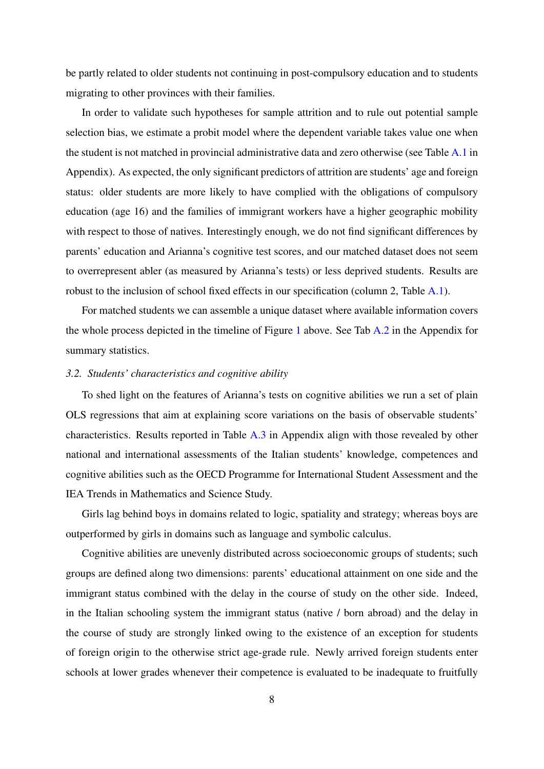be partly related to older students not continuing in post-compulsory education and to students migrating to other provinces with their families.

In order to validate such hypotheses for sample attrition and to rule out potential sample selection bias, we estimate a probit model where the dependent variable takes value one when the student is not matched in provincial administrative data and zero otherwise (see Table A.1 in Appendix). As expected, the only significant predictors of attrition are students' age and foreign status: older students are more likely to have complied with the obligations of compulsory education (age 16) and the families of immigrant workers have a higher geographic mobility with respect to those of natives. Interestingly enough, we do not find significant differences by parents' education and Arianna's cognitive test scores, and our matched dataset does not seem to overrepresent abler (as measured by Arianna's tests) or less deprived students. Results are robust to the inclusion of school fixed effects in our specification (column 2, Table A.1).

For matched students we can assemble a unique dataset where available information covers the whole process depicted in the timeline of Figure 1 above. See Tab A.2 in the Appendix for summary statistics.

### *3.2. Students' characteristics and cognitive ability*

To shed light on the features of Arianna's tests on cognitive abilities we run a set of plain OLS regressions that aim at explaining score variations on the basis of observable students' characteristics. Results reported in Table A.3 in Appendix align with those revealed by other national and international assessments of the Italian students' knowledge, competences and cognitive abilities such as the OECD Programme for International Student Assessment and the IEA Trends in Mathematics and Science Study.

Girls lag behind boys in domains related to logic, spatiality and strategy; whereas boys are outperformed by girls in domains such as language and symbolic calculus.

Cognitive abilities are unevenly distributed across socioeconomic groups of students; such groups are defined along two dimensions: parents' educational attainment on one side and the immigrant status combined with the delay in the course of study on the other side. Indeed, in the Italian schooling system the immigrant status (native / born abroad) and the delay in the course of study are strongly linked owing to the existence of an exception for students of foreign origin to the otherwise strict age-grade rule. Newly arrived foreign students enter schools at lower grades whenever their competence is evaluated to be inadequate to fruitfully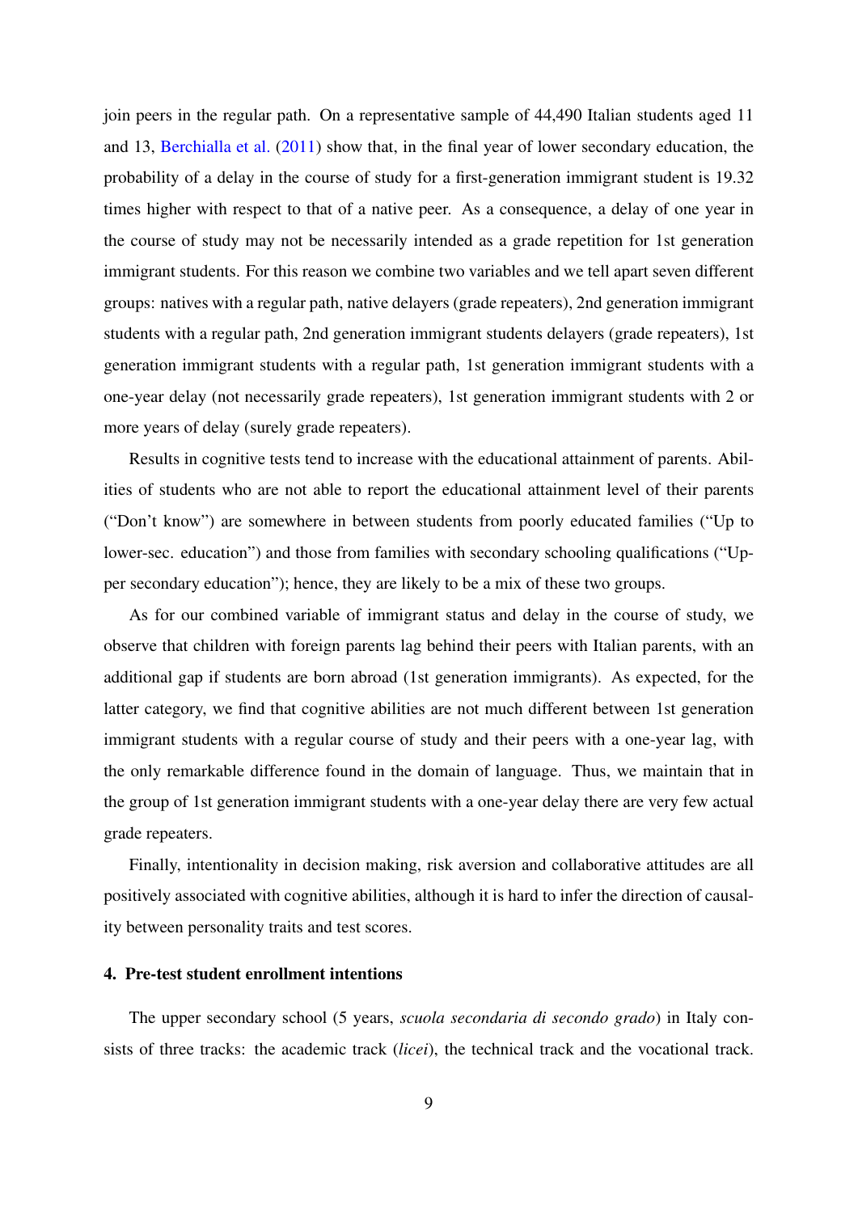join peers in the regular path. On a representative sample of 44,490 Italian students aged 11 and 13, Berchialla et al. (2011) show that, in the final year of lower secondary education, the probability of a delay in the course of study for a first-generation immigrant student is 19.32 times higher with respect to that of a native peer. As a consequence, a delay of one year in the course of study may not be necessarily intended as a grade repetition for 1st generation immigrant students. For this reason we combine two variables and we tell apart seven different groups: natives with a regular path, native delayers (grade repeaters), 2nd generation immigrant students with a regular path, 2nd generation immigrant students delayers (grade repeaters), 1st generation immigrant students with a regular path, 1st generation immigrant students with a one-year delay (not necessarily grade repeaters), 1st generation immigrant students with 2 or more years of delay (surely grade repeaters).

Results in cognitive tests tend to increase with the educational attainment of parents. Abilities of students who are not able to report the educational attainment level of their parents ("Don't know") are somewhere in between students from poorly educated families ("Up to lower-sec. education") and those from families with secondary schooling qualifications ("Upper secondary education"); hence, they are likely to be a mix of these two groups.

As for our combined variable of immigrant status and delay in the course of study, we observe that children with foreign parents lag behind their peers with Italian parents, with an additional gap if students are born abroad (1st generation immigrants). As expected, for the latter category, we find that cognitive abilities are not much different between 1st generation immigrant students with a regular course of study and their peers with a one-year lag, with the only remarkable difference found in the domain of language. Thus, we maintain that in the group of 1st generation immigrant students with a one-year delay there are very few actual grade repeaters.

Finally, intentionality in decision making, risk aversion and collaborative attitudes are all positively associated with cognitive abilities, although it is hard to infer the direction of causality between personality traits and test scores.

## 4. Pre-test student enrollment intentions

The upper secondary school (5 years, *scuola secondaria di secondo grado*) in Italy consists of three tracks: the academic track (*licei*), the technical track and the vocational track.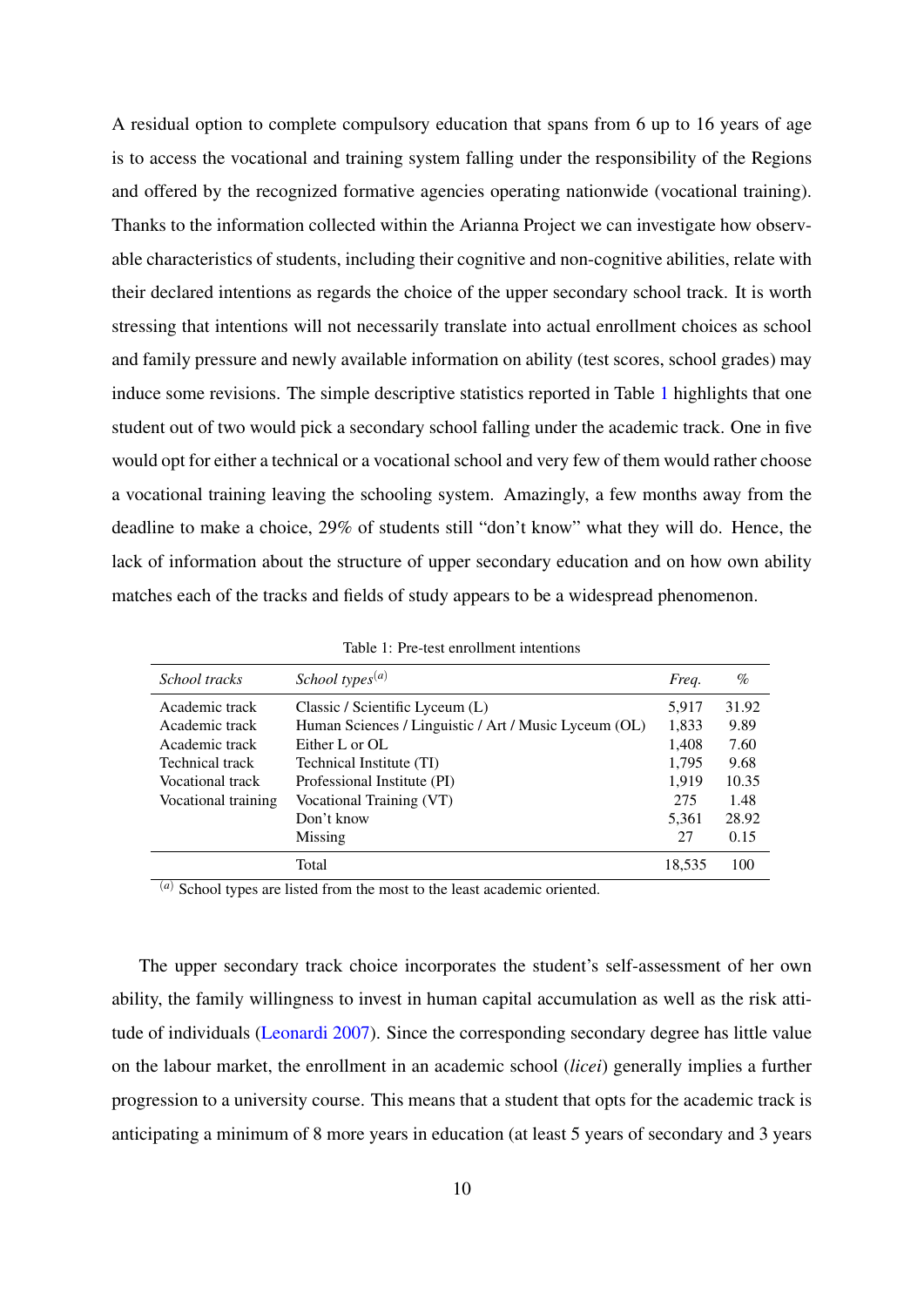A residual option to complete compulsory education that spans from 6 up to 16 years of age is to access the vocational and training system falling under the responsibility of the Regions and offered by the recognized formative agencies operating nationwide (vocational training). Thanks to the information collected within the Arianna Project we can investigate how observable characteristics of students, including their cognitive and non-cognitive abilities, relate with their declared intentions as regards the choice of the upper secondary school track. It is worth stressing that intentions will not necessarily translate into actual enrollment choices as school and family pressure and newly available information on ability (test scores, school grades) may induce some revisions. The simple descriptive statistics reported in Table 1 highlights that one student out of two would pick a secondary school falling under the academic track. One in five would opt for either a technical or a vocational school and very few of them would rather choose a vocational training leaving the schooling system. Amazingly, a few months away from the deadline to make a choice, 29% of students still "don't know" what they will do. Hence, the lack of information about the structure of upper secondary education and on how own ability matches each of the tracks and fields of study appears to be a widespread phenomenon.

Table 1: Pre-test enrollment intentions

| *School tracks* | *School types*[(a)] | *Freq.* | *%* |
|---|---|---|---|
| Academic track | Classic / Scientific Lyceum (L) | 5,917 | 31.92 |
| Academic track | Human Sciences / Linguistic / Art / Music Lyceum (OL) | 1,833 | 9.89 |
| Academic track | Either L or OL | 1,408 | 7.60 |
| Technical track | Technical Institute (TI) | 1,795 | 9.68 |
| Vocational track | Professional Institute (PI) | 1,919 | 10.35 |
| Vocational training | Vocational Training (VT) | 275 | 1.48 |
| | Don't know | 5,361 | 28.92 |
| | Missing | 27 | 0.15 |
| | Total | 18,535 | 100 |

[(a)] School types are listed from the most to the least academic oriented.

The upper secondary track choice incorporates the student's self-assessment of her own ability, the family willingness to invest in human capital accumulation as well as the risk attitude of individuals (Leonardi 2007). Since the corresponding secondary degree has little value on the labour market, the enrollment in an academic school (*licei*) generally implies a further progression to a university course. This means that a student that opts for the academic track is anticipating a minimum of 8 more years in education (at least 5 years of secondary and 3 years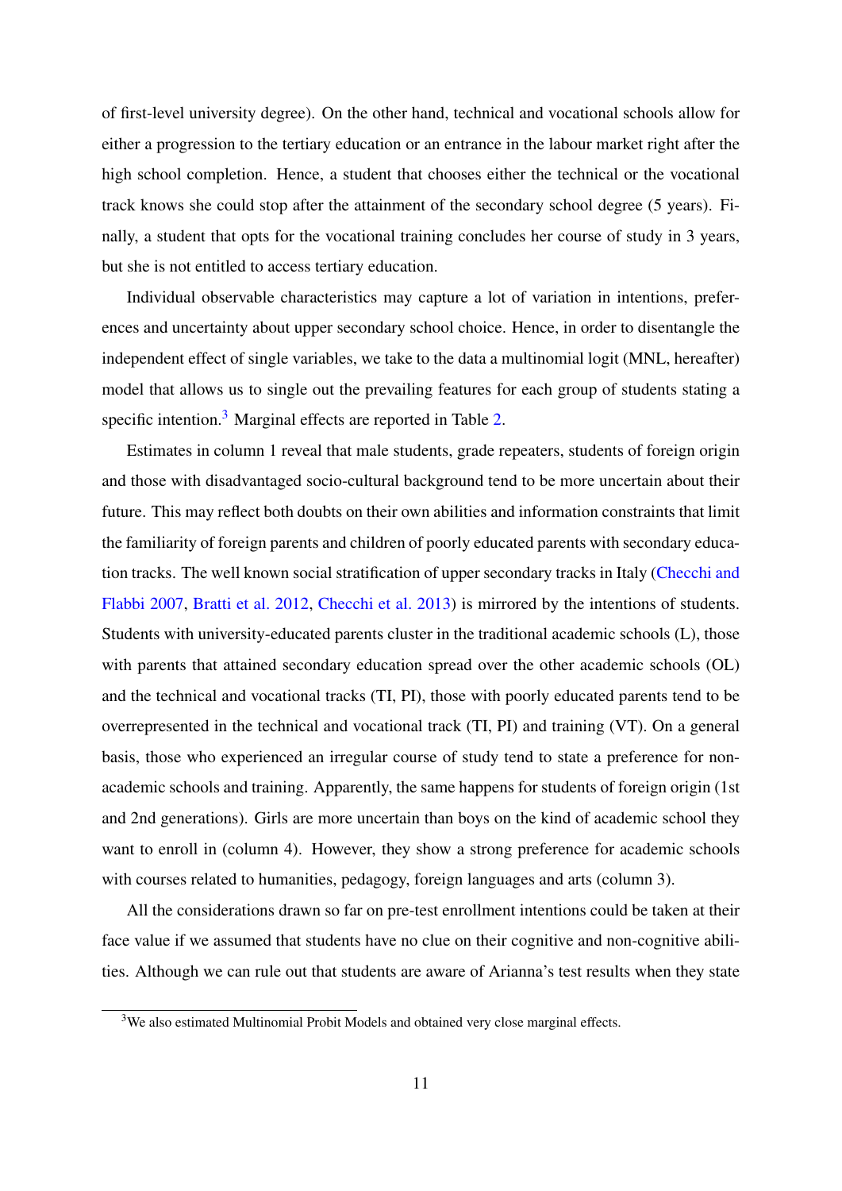of first-level university degree). On the other hand, technical and vocational schools allow for either a progression to the tertiary education or an entrance in the labour market right after the high school completion. Hence, a student that chooses either the technical or the vocational track knows she could stop after the attainment of the secondary school degree (5 years). Finally, a student that opts for the vocational training concludes her course of study in 3 years, but she is not entitled to access tertiary education.

Individual observable characteristics may capture a lot of variation in intentions, preferences and uncertainty about upper secondary school choice. Hence, in order to disentangle the independent effect of single variables, we take to the data a multinomial logit (MNL, hereafter) model that allows us to single out the prevailing features for each group of students stating a specific intention.[3] Marginal effects are reported in Table 2.

Estimates in column 1 reveal that male students, grade repeaters, students of foreign origin and those with disadvantaged socio-cultural background tend to be more uncertain about their future. This may reflect both doubts on their own abilities and information constraints that limit the familiarity of foreign parents and children of poorly educated parents with secondary education tracks. The well known social stratification of upper secondary tracks in Italy (Checchi and Flabbi 2007, Bratti et al. 2012, Checchi et al. 2013) is mirrored by the intentions of students. Students with university-educated parents cluster in the traditional academic schools (L), those with parents that attained secondary education spread over the other academic schools (OL) and the technical and vocational tracks (TI, PI), those with poorly educated parents tend to be overrepresented in the technical and vocational track (TI, PI) and training (VT). On a general basis, those who experienced an irregular course of study tend to state a preference for non-academic schools and training. Apparently, the same happens for students of foreign origin (1st and 2nd generations). Girls are more uncertain than boys on the kind of academic school they want to enroll in (column 4). However, they show a strong preference for academic schools with courses related to humanities, pedagogy, foreign languages and arts (column 3).

All the considerations drawn so far on pre-test enrollment intentions could be taken at their face value if we assumed that students have no clue on their cognitive and non-cognitive abilities. Although we can rule out that students are aware of Arianna's test results when they state

[3] We also estimated Multinomial Probit Models and obtained very close marginal effects.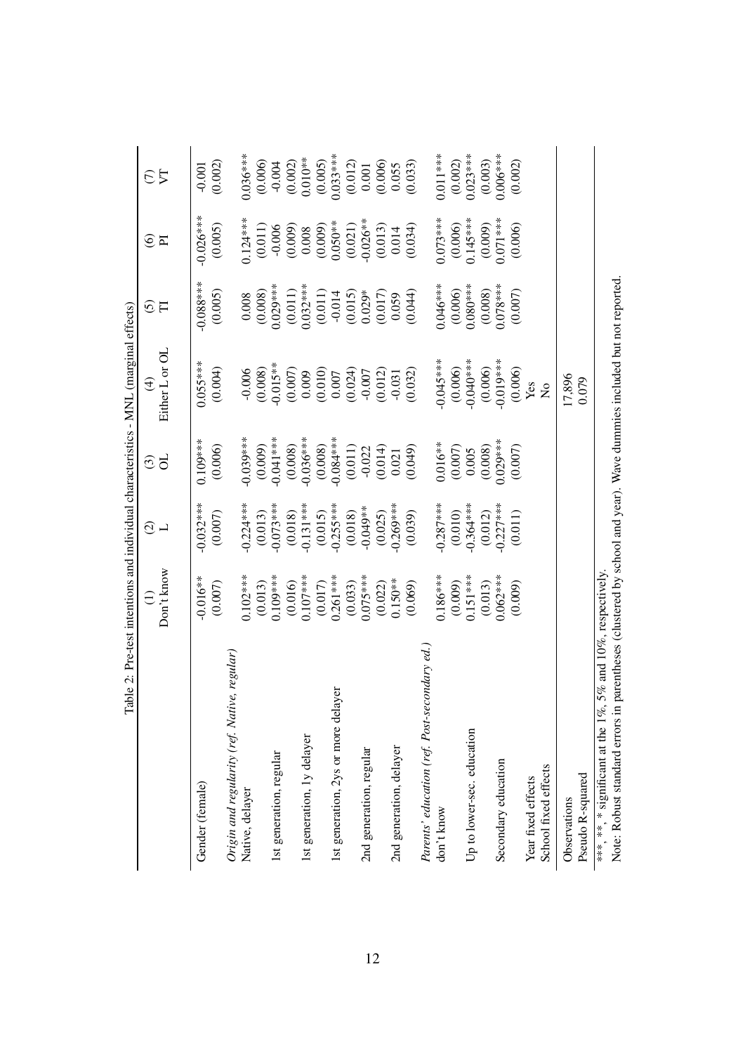Table 2: Pre-test intentions and individual characteristics - MNL (marginal effects)

| | (1) Don't know | (2) L | (3) OL | (4) Either L or OL | (5) TI | (6) PI | (7) VT |
|---|---|---|---|---|---|---|---|
| Gender (female) | -0.016** | -0.032*** | 0.109*** | 0.055*** | -0.088*** | -0.026*** | -0.001 |
| | (0.007) | (0.007) | (0.006) | (0.004) | (0.005) | (0.005) | (0.002) |
| *Origin and regularity (ref. Native, regular)* | | | | | | | |
| Native, delayer | 0.102*** | -0.224*** | -0.039*** | -0.006 | 0.008 | 0.124*** | 0.036*** |
| | (0.013) | (0.013) | (0.009) | (0.008) | (0.008) | (0.011) | (0.006) |
| 1st generation, regular | 0.109*** | -0.073*** | -0.041*** | -0.015** | 0.029*** | -0.006 | -0.004 |
| | (0.016) | (0.018) | (0.008) | (0.007) | (0.011) | (0.009) | (0.002) |
| 1st generation, 1y delayer | 0.107*** | -0.131*** | -0.036*** | 0.009 | 0.032*** | 0.008 | 0.010** |
| | (0.017) | (0.015) | (0.008) | (0.010) | (0.011) | (0.009) | (0.005) |
| 1st generation, 2ys or more delayer | 0.261*** | -0.255*** | -0.084*** | 0.007 | -0.014 | 0.050** | 0.033*** |
| | (0.033) | (0.018) | (0.011) | (0.024) | (0.015) | (0.021) | (0.012) |
| 2nd generation, regular | 0.075*** | -0.049** | -0.022 | -0.007 | 0.029* | -0.026** | 0.001 |
| | (0.022) | (0.025) | (0.014) | (0.012) | (0.017) | (0.013) | (0.006) |
| 2nd generation, delayer | 0.150** | -0.269*** | 0.021 | -0.031 | 0.059 | 0.014 | 0.055 |
| | (0.069) | (0.039) | (0.049) | (0.032) | (0.044) | (0.034) | (0.033) |
| *Parents' education (ref. Post-secondary ed.)* | | | | | | | |
| don't know | 0.186*** | -0.287*** | 0.016** | -0.045*** | 0.046*** | 0.073*** | 0.011*** |
| | (0.009) | (0.010) | (0.007) | (0.006) | (0.006) | (0.006) | (0.002) |
| Up to lower-sec. education | 0.151*** | -0.364*** | 0.005 | -0.040*** | 0.080*** | 0.145*** | 0.023*** |
| | (0.013) | (0.012) | (0.008) | (0.006) | (0.008) | (0.009) | (0.003) |
| Secondary education | 0.062*** | -0.227*** | 0.029*** | -0.019*** | 0.078*** | 0.071*** | 0.006*** |
| | (0.009) | (0.011) | (0.007) | (0.006) | (0.007) | (0.006) | (0.002) |
| Year fixed effects | | | | Yes | | | |
| School fixed effects | | | | No | | | |
| Observations | | | | 17,896 | | | |
| Pseudo R-squared | | | | 0.079 | | | |

***, **, * significant at the 1%, 5% and 10%, respectively.
Note: Robust standard errors in parentheses (clustered by school and year). Wave dummies included but not reported.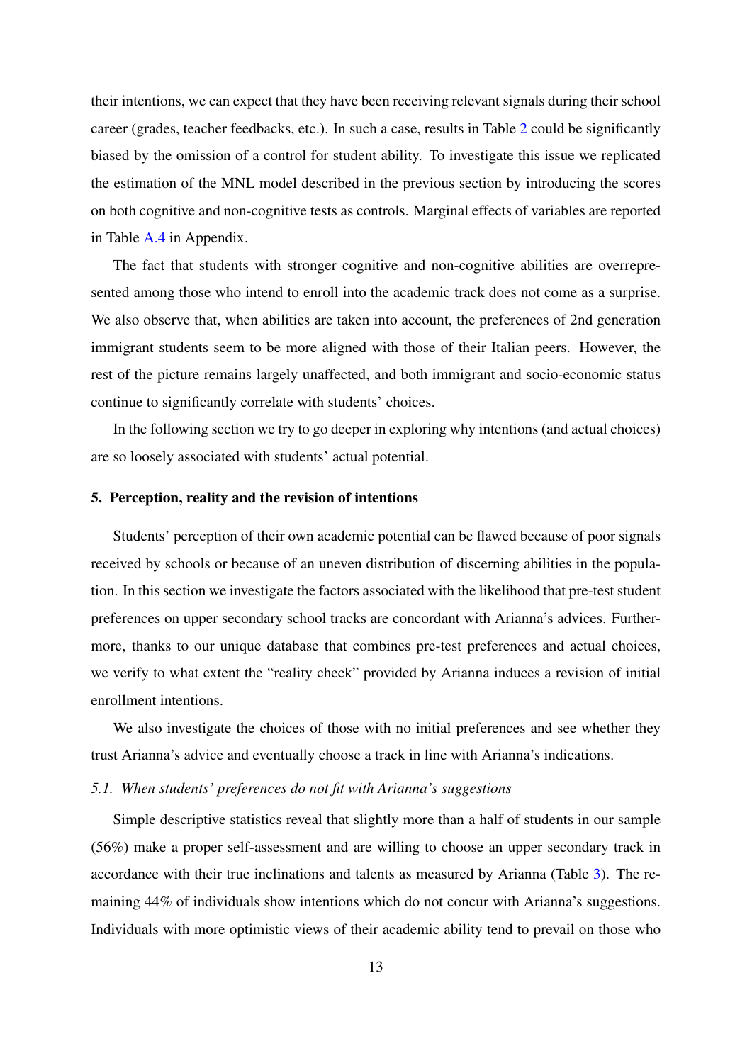their intentions, we can expect that they have been receiving relevant signals during their school career (grades, teacher feedbacks, etc.). In such a case, results in Table 2 could be significantly biased by the omission of a control for student ability. To investigate this issue we replicated the estimation of the MNL model described in the previous section by introducing the scores on both cognitive and non-cognitive tests as controls. Marginal effects of variables are reported in Table A.4 in Appendix.

The fact that students with stronger cognitive and non-cognitive abilities are overrepresented among those who intend to enroll into the academic track does not come as a surprise. We also observe that, when abilities are taken into account, the preferences of 2nd generation immigrant students seem to be more aligned with those of their Italian peers. However, the rest of the picture remains largely unaffected, and both immigrant and socio-economic status continue to significantly correlate with students' choices.

In the following section we try to go deeper in exploring why intentions (and actual choices) are so loosely associated with students' actual potential.

## 5. Perception, reality and the revision of intentions

Students' perception of their own academic potential can be flawed because of poor signals received by schools or because of an uneven distribution of discerning abilities in the population. In this section we investigate the factors associated with the likelihood that pre-test student preferences on upper secondary school tracks are concordant with Arianna's advices. Furthermore, thanks to our unique database that combines pre-test preferences and actual choices, we verify to what extent the "reality check" provided by Arianna induces a revision of initial enrollment intentions.

We also investigate the choices of those with no initial preferences and see whether they trust Arianna's advice and eventually choose a track in line with Arianna's indications.

### *5.1. When students' preferences do not fit with Arianna's suggestions*

Simple descriptive statistics reveal that slightly more than a half of students in our sample (56%) make a proper self-assessment and are willing to choose an upper secondary track in accordance with their true inclinations and talents as measured by Arianna (Table 3). The remaining 44% of individuals show intentions which do not concur with Arianna's suggestions. Individuals with more optimistic views of their academic ability tend to prevail on those who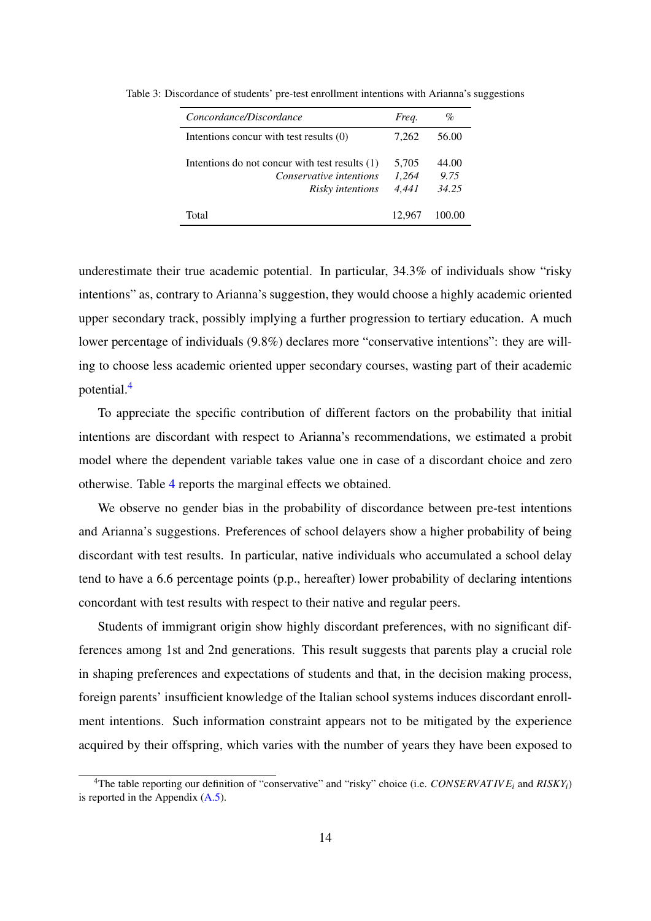Table 3: Discordance of students' pre-test enrollment intentions with Arianna's suggestions

| *Concordance/Discordance* | *Freq.* | *%* |
|---|---|---|
| Intentions concur with test results (0) | 7,262 | 56.00 |
| Intentions do not concur with test results (1) | 5,705 | 44.00 |
| *Conservative intentions* | *1,264* | *9.75* |
| *Risky intentions* | *4,441* | *34.25* |
| Total | 12,967 | 100.00 |

underestimate their true academic potential. In particular, 34.3% of individuals show "risky intentions" as, contrary to Arianna's suggestion, they would choose a highly academic oriented upper secondary track, possibly implying a further progression to tertiary education. A much lower percentage of individuals (9.8%) declares more "conservative intentions": they are willing to choose less academic oriented upper secondary courses, wasting part of their academic potential.[4]

To appreciate the specific contribution of different factors on the probability that initial intentions are discordant with respect to Arianna's recommendations, we estimated a probit model where the dependent variable takes value one in case of a discordant choice and zero otherwise. Table 4 reports the marginal effects we obtained.

We observe no gender bias in the probability of discordance between pre-test intentions and Arianna's suggestions. Preferences of school delayers show a higher probability of being discordant with test results. In particular, native individuals who accumulated a school delay tend to have a 6.6 percentage points (p.p., hereafter) lower probability of declaring intentions concordant with test results with respect to their native and regular peers.

Students of immigrant origin show highly discordant preferences, with no significant differences among 1st and 2nd generations. This result suggests that parents play a crucial role in shaping preferences and expectations of students and that, in the decision making process, foreign parents' insufficient knowledge of the Italian school systems induces discordant enrollment intentions. Such information constraint appears not to be mitigated by the experience acquired by their offspring, which varies with the number of years they have been exposed to

[4]The table reporting our definition of "conservative" and "risky" choice (i.e. $CONSERVATIVE_i$ and $RISKY_i$) is reported in the Appendix (A.5).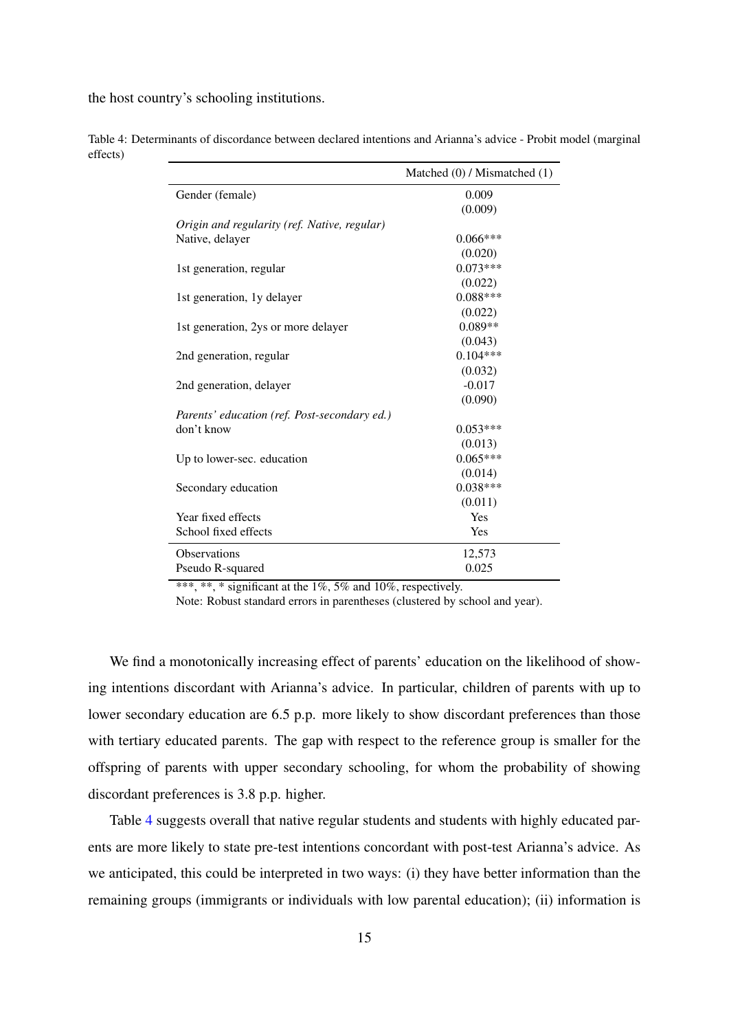the host country's schooling institutions.

Table 4: Determinants of discordance between declared intentions and Arianna's advice - Probit model (marginal effects)

| | Matched (0) / Mismatched (1) |
|---|---|
| Gender (female) | 0.009 |
| | (0.009) |
| *Origin and regularity (ref. Native, regular)* | |
| Native, delayer | 0.066*** |
| | (0.020) |
| 1st generation, regular | 0.073*** |
| | (0.022) |
| 1st generation, 1y delayer | 0.088*** |
| | (0.022) |
| 1st generation, 2ys or more delayer | 0.089** |
| | (0.043) |
| 2nd generation, regular | 0.104*** |
| | (0.032) |
| 2nd generation, delayer | -0.017 |
| | (0.090) |
| *Parents' education (ref. Post-secondary ed.)* | |
| don't know | 0.053*** |
| | (0.013) |
| Up to lower-sec. education | 0.065*** |
| | (0.014) |
| Secondary education | 0.038*** |
| | (0.011) |
| Year fixed effects | Yes |
| School fixed effects | Yes |
| Observations | 12,573 |
| Pseudo R-squared | 0.025 |

***, **, * significant at the 1%, 5% and 10%, respectively.

Note: Robust standard errors in parentheses (clustered by school and year).

We find a monotonically increasing effect of parents' education on the likelihood of showing intentions discordant with Arianna's advice. In particular, children of parents with up to lower secondary education are 6.5 p.p. more likely to show discordant preferences than those with tertiary educated parents. The gap with respect to the reference group is smaller for the offspring of parents with upper secondary schooling, for whom the probability of showing discordant preferences is 3.8 p.p. higher.

Table 4 suggests overall that native regular students and students with highly educated parents are more likely to state pre-test intentions concordant with post-test Arianna's advice. As we anticipated, this could be interpreted in two ways: (i) they have better information than the remaining groups (immigrants or individuals with low parental education); (ii) information is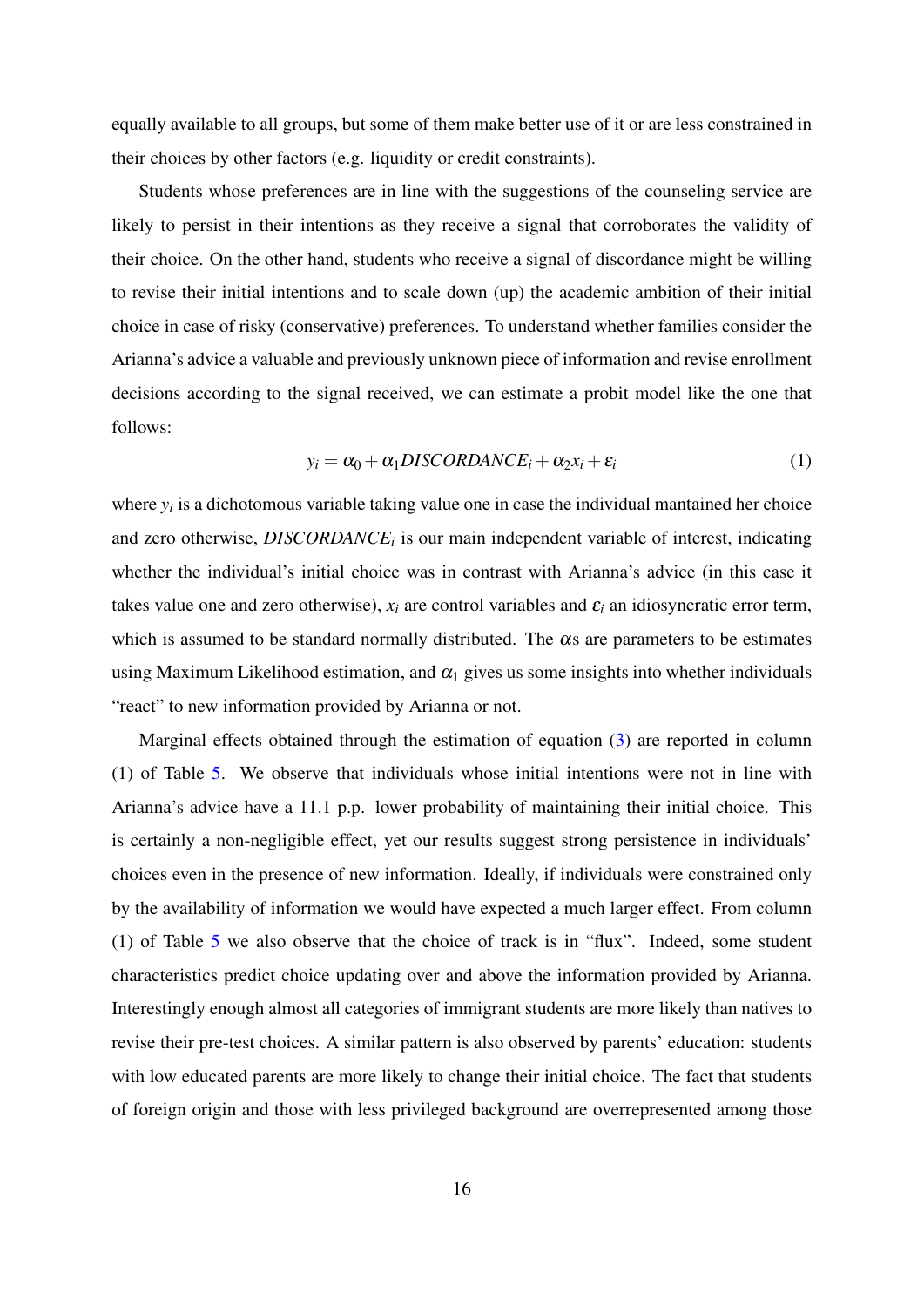equally available to all groups, but some of them make better use of it or are less constrained in their choices by other factors (e.g. liquidity or credit constraints).

Students whose preferences are in line with the suggestions of the counseling service are likely to persist in their intentions as they receive a signal that corroborates the validity of their choice. On the other hand, students who receive a signal of discordance might be willing to revise their initial intentions and to scale down (up) the academic ambition of their initial choice in case of risky (conservative) preferences. To understand whether families consider the Arianna's advice a valuable and previously unknown piece of information and revise enrollment decisions according to the signal received, we can estimate a probit model like the one that follows:

$$y_i = \alpha_0 + \alpha_1 DISCORDANCE_i + \alpha_2 x_i + \varepsilon_i \tag{1}$$

where $y_i$ is a dichotomous variable taking value one in case the individual mantained her choice and zero otherwise, $DISCORDANCE_i$ is our main independent variable of interest, indicating whether the individual's initial choice was in contrast with Arianna's advice (in this case it takes value one and zero otherwise), $x_i$ are control variables and $\varepsilon_i$ an idiosyncratic error term, which is assumed to be standard normally distributed. The $\alpha$s are parameters to be estimates using Maximum Likelihood estimation, and $\alpha_1$ gives us some insights into whether individuals "react" to new information provided by Arianna or not.

Marginal effects obtained through the estimation of equation (3) are reported in column (1) of Table 5. We observe that individuals whose initial intentions were not in line with Arianna's advice have a 11.1 p.p. lower probability of maintaining their initial choice. This is certainly a non-negligible effect, yet our results suggest strong persistence in individuals' choices even in the presence of new information. Ideally, if individuals were constrained only by the availability of information we would have expected a much larger effect. From column (1) of Table 5 we also observe that the choice of track is in "flux". Indeed, some student characteristics predict choice updating over and above the information provided by Arianna. Interestingly enough almost all categories of immigrant students are more likely than natives to revise their pre-test choices. A similar pattern is also observed by parents' education: students with low educated parents are more likely to change their initial choice. The fact that students of foreign origin and those with less privileged background are overrepresented among those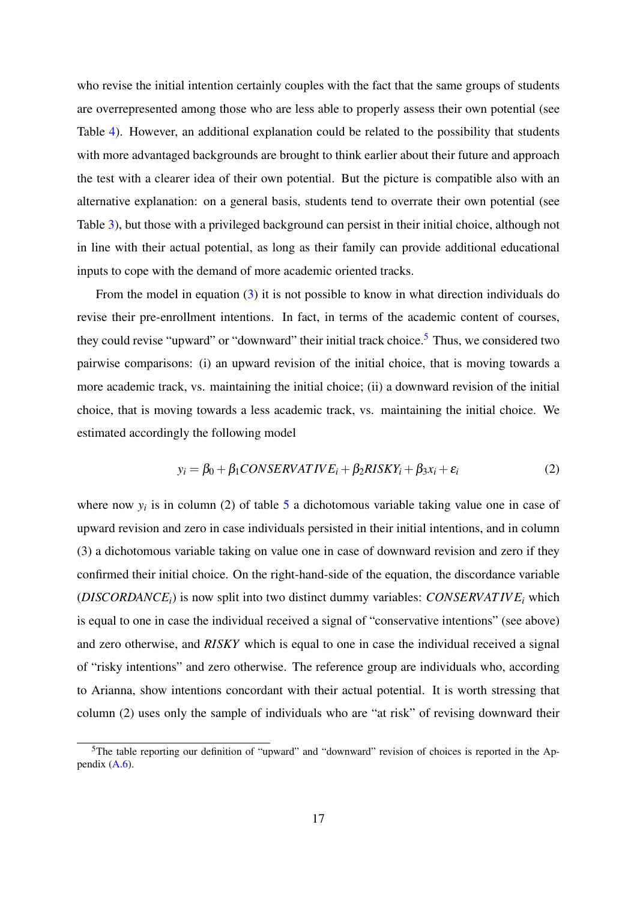who revise the initial intention certainly couples with the fact that the same groups of students are overrepresented among those who are less able to properly assess their own potential (see Table 4). However, an additional explanation could be related to the possibility that students with more advantaged backgrounds are brought to think earlier about their future and approach the test with a clearer idea of their own potential. But the picture is compatible also with an alternative explanation: on a general basis, students tend to overrate their own potential (see Table 3), but those with a privileged background can persist in their initial choice, although not in line with their actual potential, as long as their family can provide additional educational inputs to cope with the demand of more academic oriented tracks.

From the model in equation (3) it is not possible to know in what direction individuals do revise their pre-enrollment intentions. In fact, in terms of the academic content of courses, they could revise "upward" or "downward" their initial track choice.[5] Thus, we considered two pairwise comparisons: (i) an upward revision of the initial choice, that is moving towards a more academic track, vs. maintaining the initial choice; (ii) a downward revision of the initial choice, that is moving towards a less academic track, vs. maintaining the initial choice. We estimated accordingly the following model

$$y_i = \beta_0 + \beta_1 CONSERVATIVE_i + \beta_2 RISKY_i + \beta_3 x_i + \varepsilon_i \tag{2}$$

where now $y_i$ is in column (2) of table 5 a dichotomous variable taking value one in case of upward revision and zero in case individuals persisted in their initial intentions, and in column (3) a dichotomous variable taking on value one in case of downward revision and zero if they confirmed their initial choice. On the right-hand-side of the equation, the discordance variable ($DISCORDANCE_i$) is now split into two distinct dummy variables: $CONSERVATIVE_i$ which is equal to one in case the individual received a signal of "conservative intentions" (see above) and zero otherwise, and $RISKY$ which is equal to one in case the individual received a signal of "risky intentions" and zero otherwise. The reference group are individuals who, according to Arianna, show intentions concordant with their actual potential. It is worth stressing that column (2) uses only the sample of individuals who are "at risk" of revising downward their

[5] The table reporting our definition of "upward" and "downward" revision of choices is reported in the Appendix (A.6).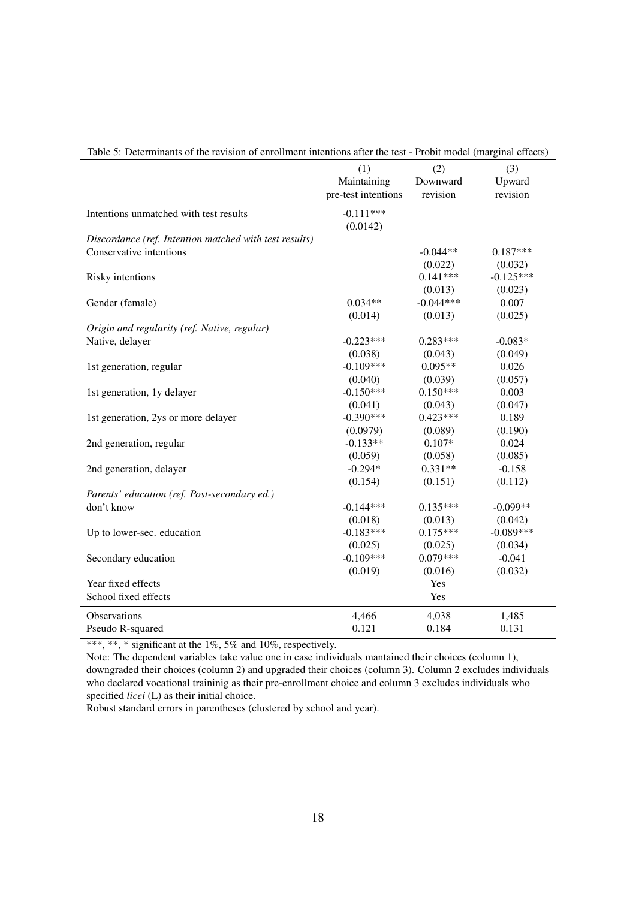Table 5: Determinants of the revision of enrollment intentions after the test - Probit model (marginal effects)

| | (1) Maintaining pre-test intentions | (2) Downward revision | (3) Upward revision |
|---|---|---|---|
| Intentions unmatched with test results | -0.111*** | | |
| | (0.0142) | | |
| *Discordance (ref. Intention matched with test results)* | | | |
| Conservative intentions | | -0.044** | 0.187*** |
| | | (0.022) | (0.032) |
| Risky intentions | | 0.141*** | -0.125*** |
| | | (0.013) | (0.023) |
| Gender (female) | 0.034** | -0.044*** | 0.007 |
| | (0.014) | (0.013) | (0.025) |
| *Origin and regularity (ref. Native, regular)* | | | |
| Native, delayer | -0.223*** | 0.283*** | -0.083* |
| | (0.038) | (0.043) | (0.049) |
| 1st generation, regular | -0.109*** | 0.095** | 0.026 |
| | (0.040) | (0.039) | (0.057) |
| 1st generation, 1y delayer | -0.150*** | 0.150*** | 0.003 |
| | (0.041) | (0.043) | (0.047) |
| 1st generation, 2ys or more delayer | -0.390*** | 0.423*** | 0.189 |
| | (0.0979) | (0.089) | (0.190) |
| 2nd generation, regular | -0.133** | 0.107* | 0.024 |
| | (0.059) | (0.058) | (0.085) |
| 2nd generation, delayer | -0.294* | 0.331** | -0.158 |
| | (0.154) | (0.151) | (0.112) |
| *Parents' education (ref. Post-secondary ed.)* | | | |
| don't know | -0.144*** | 0.135*** | -0.099** |
| | (0.018) | (0.013) | (0.042) |
| Up to lower-sec. education | -0.183*** | 0.175*** | -0.089*** |
| | (0.025) | (0.025) | (0.034) |
| Secondary education | -0.109*** | 0.079*** | -0.041 |
| | (0.019) | (0.016) | (0.032) |
| Year fixed effects | | Yes | |
| School fixed effects | | Yes | |
| Observations | 4,466 | 4,038 | 1,485 |
| Pseudo R-squared | 0.121 | 0.184 | 0.131 |

***, **, * significant at the 1%, 5% and 10%, respectively.

Note: The dependent variables take value one in case individuals mantained their choices (column 1), downgraded their choices (column 2) and upgraded their choices (column 3). Column 2 excludes individuals who declared vocational traininig as their pre-enrollment choice and column 3 excludes individuals who specified *licei* (L) as their initial choice.

Robust standard errors in parentheses (clustered by school and year).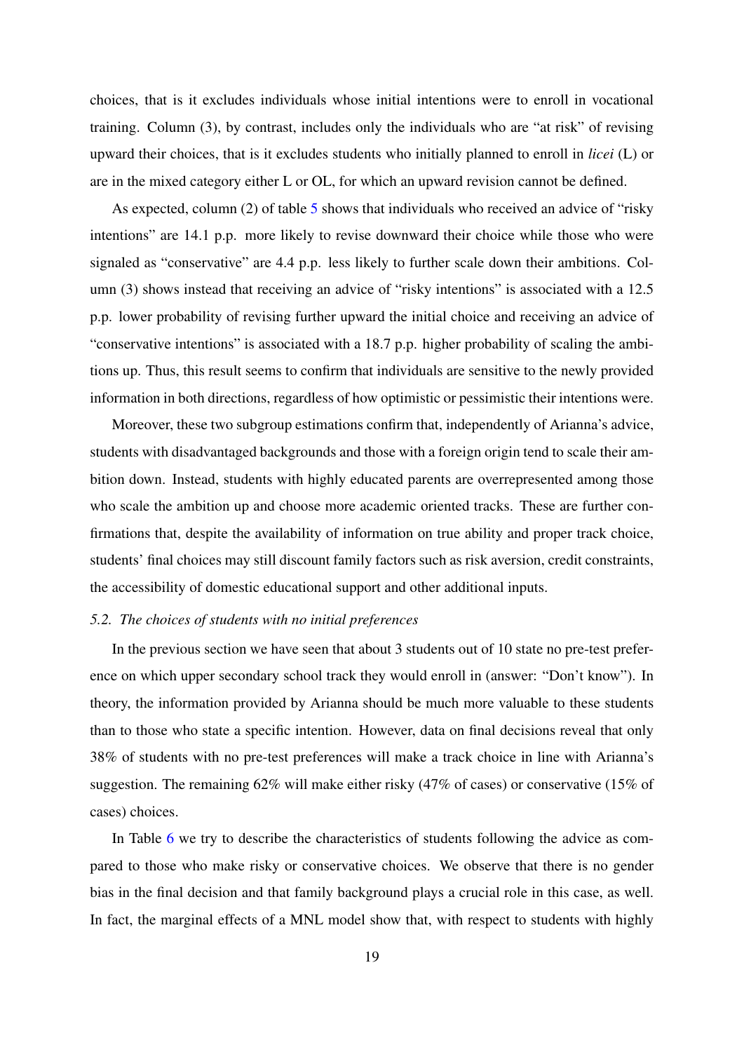choices, that is it excludes individuals whose initial intentions were to enroll in vocational training. Column (3), by contrast, includes only the individuals who are "at risk" of revising upward their choices, that is it excludes students who initially planned to enroll in *licei* (L) or are in the mixed category either L or OL, for which an upward revision cannot be defined.

As expected, column (2) of table 5 shows that individuals who received an advice of "risky intentions" are 14.1 p.p. more likely to revise downward their choice while those who were signaled as "conservative" are 4.4 p.p. less likely to further scale down their ambitions. Column (3) shows instead that receiving an advice of "risky intentions" is associated with a 12.5 p.p. lower probability of revising further upward the initial choice and receiving an advice of "conservative intentions" is associated with a 18.7 p.p. higher probability of scaling the ambitions up. Thus, this result seems to confirm that individuals are sensitive to the newly provided information in both directions, regardless of how optimistic or pessimistic their intentions were.

Moreover, these two subgroup estimations confirm that, independently of Arianna's advice, students with disadvantaged backgrounds and those with a foreign origin tend to scale their ambition down. Instead, students with highly educated parents are overrepresented among those who scale the ambition up and choose more academic oriented tracks. These are further confirmations that, despite the availability of information on true ability and proper track choice, students' final choices may still discount family factors such as risk aversion, credit constraints, the accessibility of domestic educational support and other additional inputs.

### *5.2. The choices of students with no initial preferences*

In the previous section we have seen that about 3 students out of 10 state no pre-test preference on which upper secondary school track they would enroll in (answer: "Don't know"). In theory, the information provided by Arianna should be much more valuable to these students than to those who state a specific intention. However, data on final decisions reveal that only 38% of students with no pre-test preferences will make a track choice in line with Arianna's suggestion. The remaining 62% will make either risky (47% of cases) or conservative (15% of cases) choices.

In Table 6 we try to describe the characteristics of students following the advice as compared to those who make risky or conservative choices. We observe that there is no gender bias in the final decision and that family background plays a crucial role in this case, as well. In fact, the marginal effects of a MNL model show that, with respect to students with highly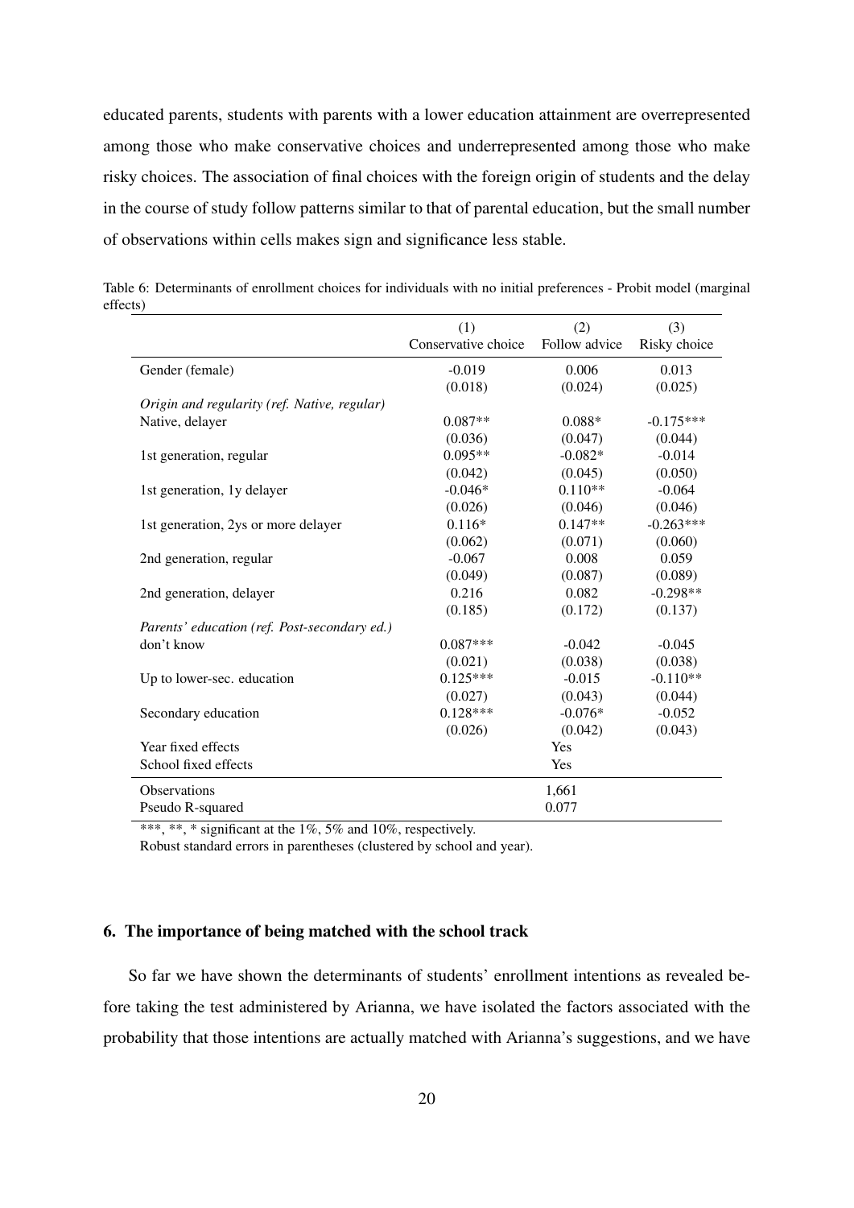educated parents, students with parents with a lower education attainment are overrepresented among those who make conservative choices and underrepresented among those who make risky choices. The association of final choices with the foreign origin of students and the delay in the course of study follow patterns similar to that of parental education, but the small number of observations within cells makes sign and significance less stable.

Table 6: Determinants of enrollment choices for individuals with no initial preferences - Probit model (marginal effects)

| | (1) Conservative choice | (2) Follow advice | (3) Risky choice |
|---|---|---|---|
| Gender (female) | -0.019 | 0.006 | 0.013 |
| | (0.018) | (0.024) | (0.025) |
| *Origin and regularity (ref. Native, regular)* | | | |
| Native, delayer | 0.087** | 0.088* | -0.175*** |
| | (0.036) | (0.047) | (0.044) |
| 1st generation, regular | 0.095** | -0.082* | -0.014 |
| | (0.042) | (0.045) | (0.050) |
| 1st generation, 1y delayer | -0.046* | 0.110** | -0.064 |
| | (0.026) | (0.046) | (0.046) |
| 1st generation, 2ys or more delayer | 0.116* | 0.147** | -0.263*** |
| | (0.062) | (0.071) | (0.060) |
| 2nd generation, regular | -0.067 | 0.008 | 0.059 |
| | (0.049) | (0.087) | (0.089) |
| 2nd generation, delayer | 0.216 | 0.082 | -0.298** |
| | (0.185) | (0.172) | (0.137) |
| *Parents' education (ref. Post-secondary ed.)* | | | |
| don't know | 0.087*** | -0.042 | -0.045 |
| | (0.021) | (0.038) | (0.038) |
| Up to lower-sec. education | 0.125*** | -0.015 | -0.110** |
| | (0.027) | (0.043) | (0.044) |
| Secondary education | 0.128*** | -0.076* | -0.052 |
| | (0.026) | (0.042) | (0.043) |
| Year fixed effects | | Yes | |
| School fixed effects | | Yes | |
| Observations | | 1,661 | |
| Pseudo R-squared | | 0.077 | |

***, **, * significant at the 1%, 5% and 10%, respectively.
Robust standard errors in parentheses (clustered by school and year).

## 6. The importance of being matched with the school track

So far we have shown the determinants of students' enrollment intentions as revealed before taking the test administered by Arianna, we have isolated the factors associated with the probability that those intentions are actually matched with Arianna's suggestions, and we have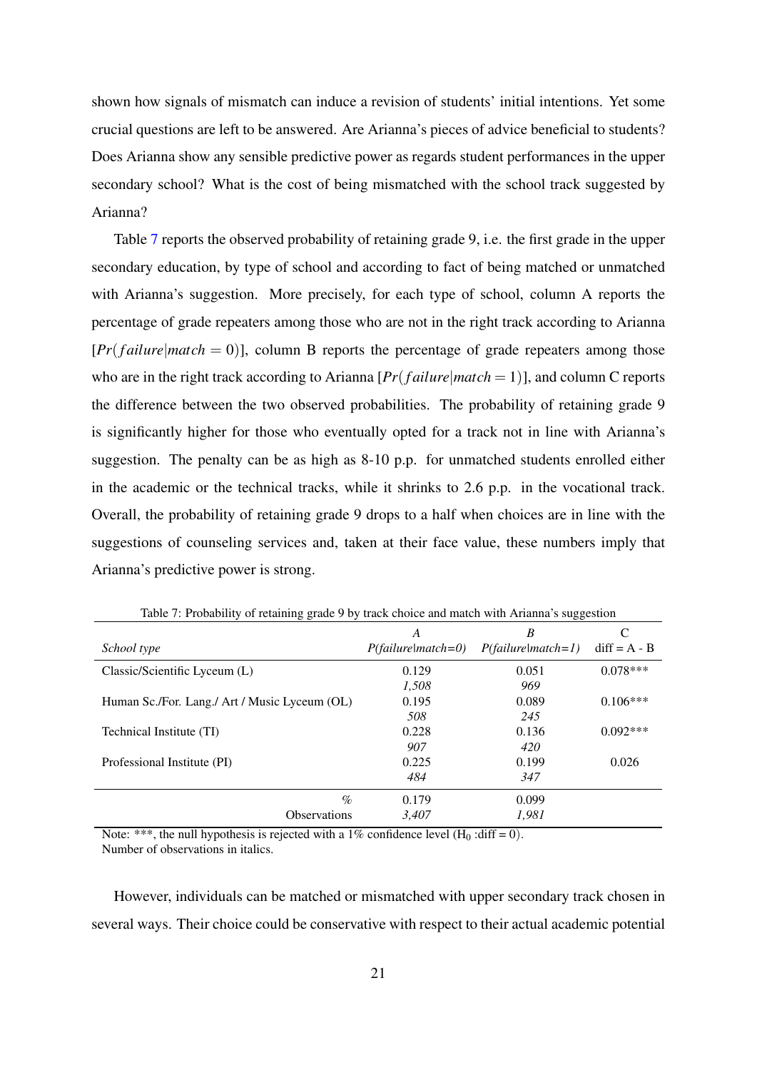shown how signals of mismatch can induce a revision of students' initial intentions. Yet some crucial questions are left to be answered. Are Arianna's pieces of advice beneficial to students? Does Arianna show any sensible predictive power as regards student performances in the upper secondary school? What is the cost of being mismatched with the school track suggested by Arianna?

Table 7 reports the observed probability of retaining grade 9, i.e. the first grade in the upper secondary education, by type of school and according to fact of being matched or unmatched with Arianna's suggestion. More precisely, for each type of school, column A reports the percentage of grade repeaters among those who are not in the right track according to Arianna [$Pr(failure|match = 0)$], column B reports the percentage of grade repeaters among those who are in the right track according to Arianna [$Pr(failure|match = 1)$], and column C reports the difference between the two observed probabilities. The probability of retaining grade 9 is significantly higher for those who eventually opted for a track not in line with Arianna's suggestion. The penalty can be as high as 8-10 p.p. for unmatched students enrolled either in the academic or the technical tracks, while it shrinks to 2.6 p.p. in the vocational track. Overall, the probability of retaining grade 9 drops to a half when choices are in line with the suggestions of counseling services and, taken at their face value, these numbers imply that Arianna's predictive power is strong.

Table 7: Probability of retaining grade 9 by track choice and match with Arianna's suggestion

| *School type* | *A* *P(failure\|match=0)* | *B* *P(failure\|match=1)* | C diff = A - B |
|---|---|---|---|
| Classic/Scientific Lyceum (L) | 0.129 | 0.051 | 0.078*** |
| | *1,508* | *969* | |
| Human Sc./For. Lang./ Art / Music Lyceum (OL) | 0.195 | 0.089 | 0.106*** |
| | *508* | *245* | |
| Technical Institute (TI) | 0.228 | 0.136 | 0.092*** |
| | *907* | *420* | |
| Professional Institute (PI) | 0.225 | 0.199 | 0.026 |
| | *484* | *347* | |
| % | 0.179 | 0.099 | |
| Observations | *3,407* | *1,981* | |

Note: ***, the null hypothesis is rejected with a 1% confidence level ($H_0$ :diff = 0).
Number of observations in italics.

However, individuals can be matched or mismatched with upper secondary track chosen in several ways. Their choice could be conservative with respect to their actual academic potential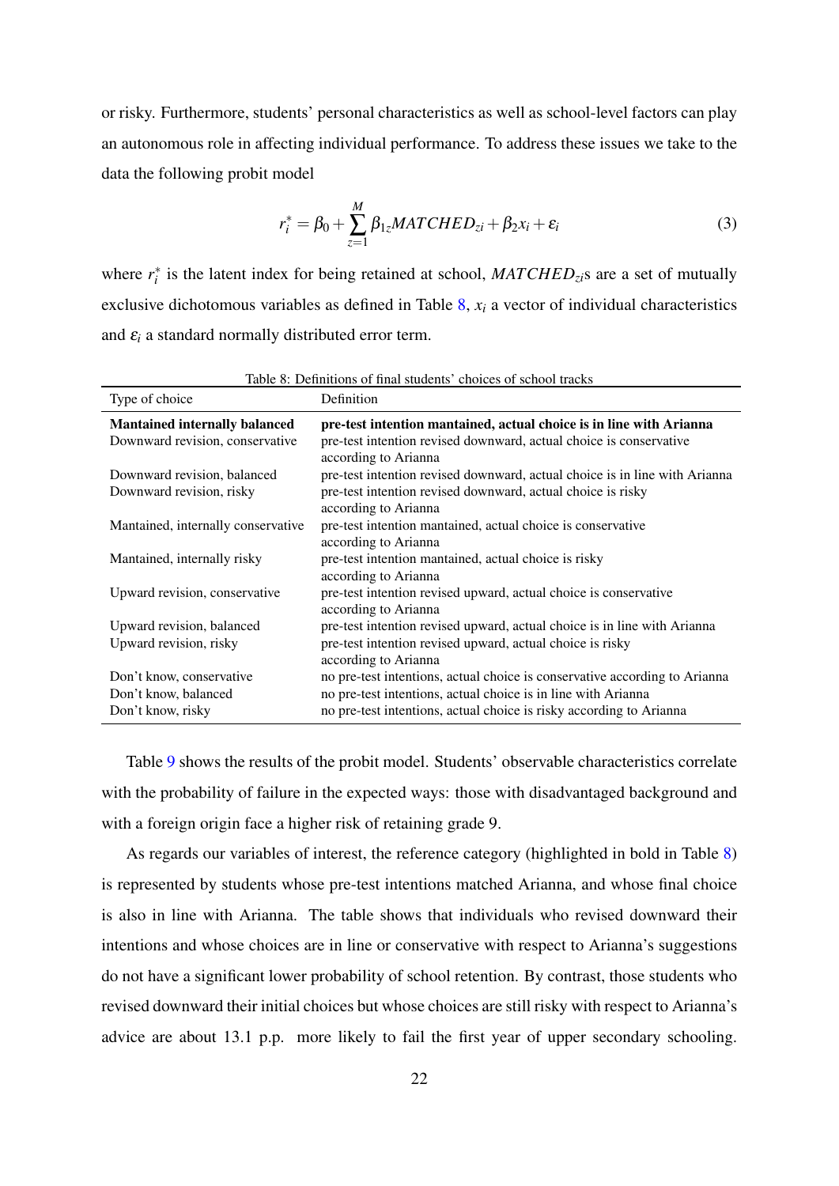or risky. Furthermore, students' personal characteristics as well as school-level factors can play an autonomous role in affecting individual performance. To address these issues we take to the data the following probit model

$$r_i^* = \beta_0 + \sum_{z=1}^{M} \beta_{1z} MATCHED_{zi} + \beta_2 x_i + \varepsilon_i \tag{3}$$

where $r_i^*$ is the latent index for being retained at school, $MATCHED_{zi}$s are a set of mutually exclusive dichotomous variables as defined in Table 8, $x_i$ a vector of individual characteristics and $\varepsilon_i$ a standard normally distributed error term.

Table 8: Definitions of final students' choices of school tracks

| Type of choice | Definition |
|---|---|
| **Mantained internally balanced** | **pre-test intention mantained, actual choice is in line with Arianna** |
| Downward revision, conservative | pre-test intention revised downward, actual choice is conservative according to Arianna |
| Downward revision, balanced | pre-test intention revised downward, actual choice is in line with Arianna |
| Downward revision, risky | pre-test intention revised downward, actual choice is risky according to Arianna |
| Mantained, internally conservative | pre-test intention mantained, actual choice is conservative according to Arianna |
| Mantained, internally risky | pre-test intention mantained, actual choice is risky according to Arianna |
| Upward revision, conservative | pre-test intention revised upward, actual choice is conservative according to Arianna |
| Upward revision, balanced | pre-test intention revised upward, actual choice is in line with Arianna |
| Upward revision, risky | pre-test intention revised upward, actual choice is risky according to Arianna |
| Don't know, conservative | no pre-test intentions, actual choice is conservative according to Arianna |
| Don't know, balanced | no pre-test intentions, actual choice is in line with Arianna |
| Don't know, risky | no pre-test intentions, actual choice is risky according to Arianna |

Table 9 shows the results of the probit model. Students' observable characteristics correlate with the probability of failure in the expected ways: those with disadvantaged background and with a foreign origin face a higher risk of retaining grade 9.

As regards our variables of interest, the reference category (highlighted in bold in Table 8) is represented by students whose pre-test intentions matched Arianna, and whose final choice is also in line with Arianna. The table shows that individuals who revised downward their intentions and whose choices are in line or conservative with respect to Arianna's suggestions do not have a significant lower probability of school retention. By contrast, those students who revised downward their initial choices but whose choices are still risky with respect to Arianna's advice are about 13.1 p.p. more likely to fail the first year of upper secondary schooling.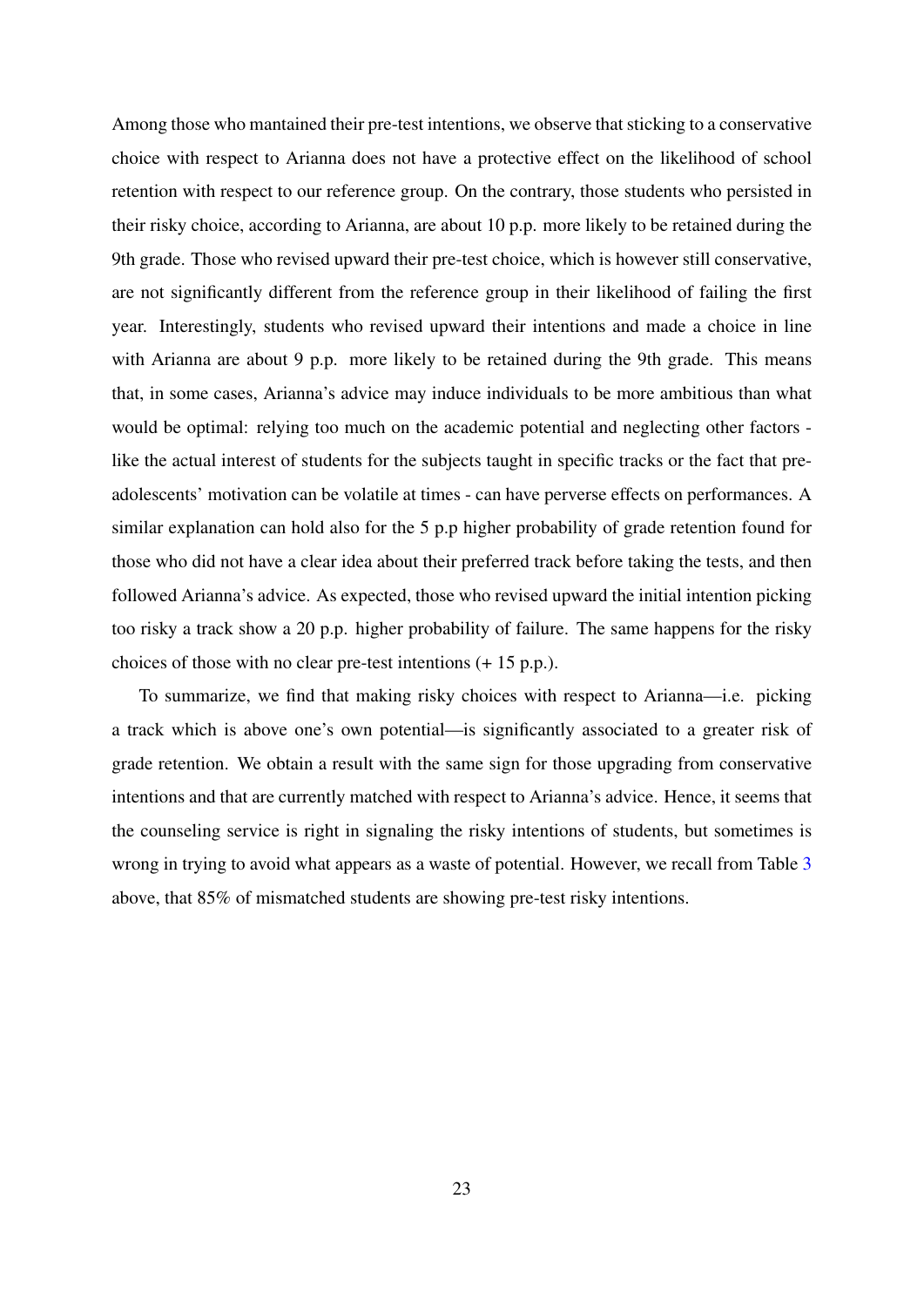Among those who mantained their pre-test intentions, we observe that sticking to a conservative choice with respect to Arianna does not have a protective effect on the likelihood of school retention with respect to our reference group. On the contrary, those students who persisted in their risky choice, according to Arianna, are about 10 p.p. more likely to be retained during the 9th grade. Those who revised upward their pre-test choice, which is however still conservative, are not significantly different from the reference group in their likelihood of failing the first year. Interestingly, students who revised upward their intentions and made a choice in line with Arianna are about 9 p.p. more likely to be retained during the 9th grade. This means that, in some cases, Arianna's advice may induce individuals to be more ambitious than what would be optimal: relying too much on the academic potential and neglecting other factors - like the actual interest of students for the subjects taught in specific tracks or the fact that pre-adolescents' motivation can be volatile at times - can have perverse effects on performances. A similar explanation can hold also for the 5 p.p higher probability of grade retention found for those who did not have a clear idea about their preferred track before taking the tests, and then followed Arianna's advice. As expected, those who revised upward the initial intention picking too risky a track show a 20 p.p. higher probability of failure. The same happens for the risky choices of those with no clear pre-test intentions (+ 15 p.p.).

To summarize, we find that making risky choices with respect to Arianna—i.e. picking a track which is above one's own potential—is significantly associated to a greater risk of grade retention. We obtain a result with the same sign for those upgrading from conservative intentions and that are currently matched with respect to Arianna's advice. Hence, it seems that the counseling service is right in signaling the risky intentions of students, but sometimes is wrong in trying to avoid what appears as a waste of potential. However, we recall from Table 3 above, that 85% of mismatched students are showing pre-test risky intentions.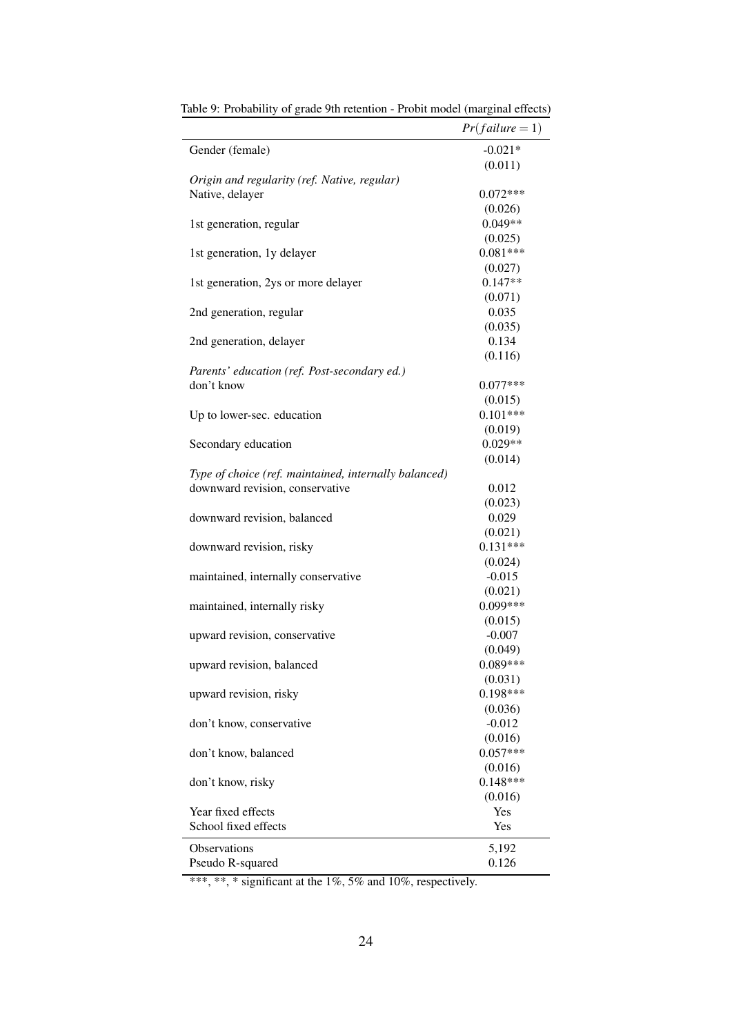Table 9: Probability of grade 9th retention - Probit model (marginal effects)

| | $Pr(failure = 1)$ |
|---|---|
| Gender (female) | -0.021* |
| | (0.011) |
| *Origin and regularity (ref. Native, regular)* | |
| Native, delayer | 0.072*** |
| | (0.026) |
| 1st generation, regular | 0.049** |
| | (0.025) |
| 1st generation, 1y delayer | 0.081*** |
| | (0.027) |
| 1st generation, 2ys or more delayer | 0.147** |
| | (0.071) |
| 2nd generation, regular | 0.035 |
| | (0.035) |
| 2nd generation, delayer | 0.134 |
| | (0.116) |
| *Parents' education (ref. Post-secondary ed.)* | |
| don't know | 0.077*** |
| | (0.015) |
| Up to lower-sec. education | 0.101*** |
| | (0.019) |
| Secondary education | 0.029** |
| | (0.014) |
| *Type of choice (ref. maintained, internally balanced)* | |
| downward revision, conservative | 0.012 |
| | (0.023) |
| downward revision, balanced | 0.029 |
| | (0.021) |
| downward revision, risky | 0.131*** |
| | (0.024) |
| maintained, internally conservative | -0.015 |
| | (0.021) |
| maintained, internally risky | 0.099*** |
| | (0.015) |
| upward revision, conservative | -0.007 |
| | (0.049) |
| upward revision, balanced | 0.089*** |
| | (0.031) |
| upward revision, risky | 0.198*** |
| | (0.036) |
| don't know, conservative | -0.012 |
| | (0.016) |
| don't know, balanced | 0.057*** |
| | (0.016) |
| don't know, risky | 0.148*** |
| | (0.016) |
| Year fixed effects | Yes |
| School fixed effects | Yes |
| Observations | 5,192 |
| Pseudo R-squared | 0.126 |

***, **, * significant at the 1%, 5% and 10%, respectively.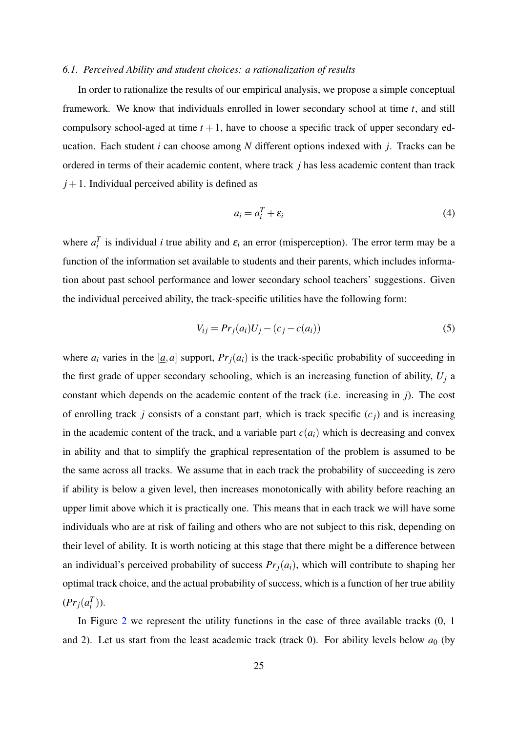### *6.1. Perceived Ability and student choices: a rationalization of results*

In order to rationalize the results of our empirical analysis, we propose a simple conceptual framework. We know that individuals enrolled in lower secondary school at time $t$, and still compulsory school-aged at time $t+1$, have to choose a specific track of upper secondary education. Each student $i$ can choose among $N$ different options indexed with $j$. Tracks can be ordered in terms of their academic content, where track $j$ has less academic content than track $j+1$. Individual perceived ability is defined as

$$a_i = a_i^T + \varepsilon_i \tag{4}$$

where $a_i^T$ is individual $i$ true ability and $\varepsilon_i$ an error (misperception). The error term may be a function of the information set available to students and their parents, which includes information about past school performance and lower secondary school teachers' suggestions. Given the individual perceived ability, the track-specific utilities have the following form:

$$V_{ij} = Pr_j(a_i)U_j - (c_j - c(a_i)) \tag{5}$$

where $a_i$ varies in the $[\underline{a}, \overline{a}]$ support, $Pr_j(a_i)$ is the track-specific probability of succeeding in the first grade of upper secondary schooling, which is an increasing function of ability, $U_j$ a constant which depends on the academic content of the track (i.e. increasing in $j$). The cost of enrolling track $j$ consists of a constant part, which is track specific ($c_j$) and is increasing in the academic content of the track, and a variable part $c(a_i)$ which is decreasing and convex in ability and that to simplify the graphical representation of the problem is assumed to be the same across all tracks. We assume that in each track the probability of succeeding is zero if ability is below a given level, then increases monotonically with ability before reaching an upper limit above which it is practically one. This means that in each track we will have some individuals who are at risk of failing and others who are not subject to this risk, depending on their level of ability. It is worth noticing at this stage that there might be a difference between an individual's perceived probability of success $Pr_j(a_i)$, which will contribute to shaping her optimal track choice, and the actual probability of success, which is a function of her true ability ($Pr_j(a_i^T)$).

In Figure 2 we represent the utility functions in the case of three available tracks (0, 1 and 2). Let us start from the least academic track (track 0). For ability levels below $a_0$ (by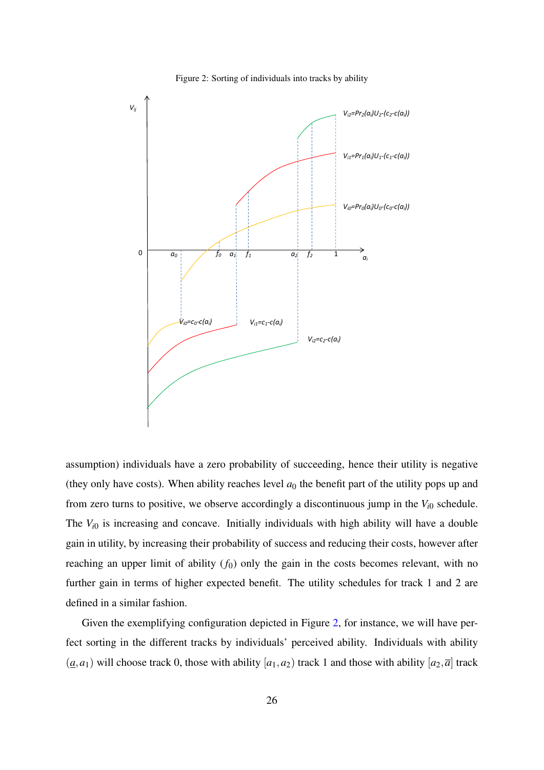Figure 2: Sorting of individuals into tracks by ability

assumption) individuals have a zero probability of succeeding, hence their utility is negative (they only have costs). When ability reaches level $a_0$ the benefit part of the utility pops up and from zero turns to positive, we observe accordingly a discontinuous jump in the $V_{i0}$ schedule. The $V_{i0}$ is increasing and concave. Initially individuals with high ability will have a double gain in utility, by increasing their probability of success and reducing their costs, however after reaching an upper limit of ability ($f_0$) only the gain in the costs becomes relevant, with no further gain in terms of higher expected benefit. The utility schedules for track 1 and 2 are defined in a similar fashion.

Given the exemplifying configuration depicted in Figure 2, for instance, we will have perfect sorting in the different tracks by individuals' perceived ability. Individuals with ability $(\underline{a}, a_1)$ will choose track 0, those with ability $[a_1, a_2)$ track 1 and those with ability $[a_2, \overline{a}]$ track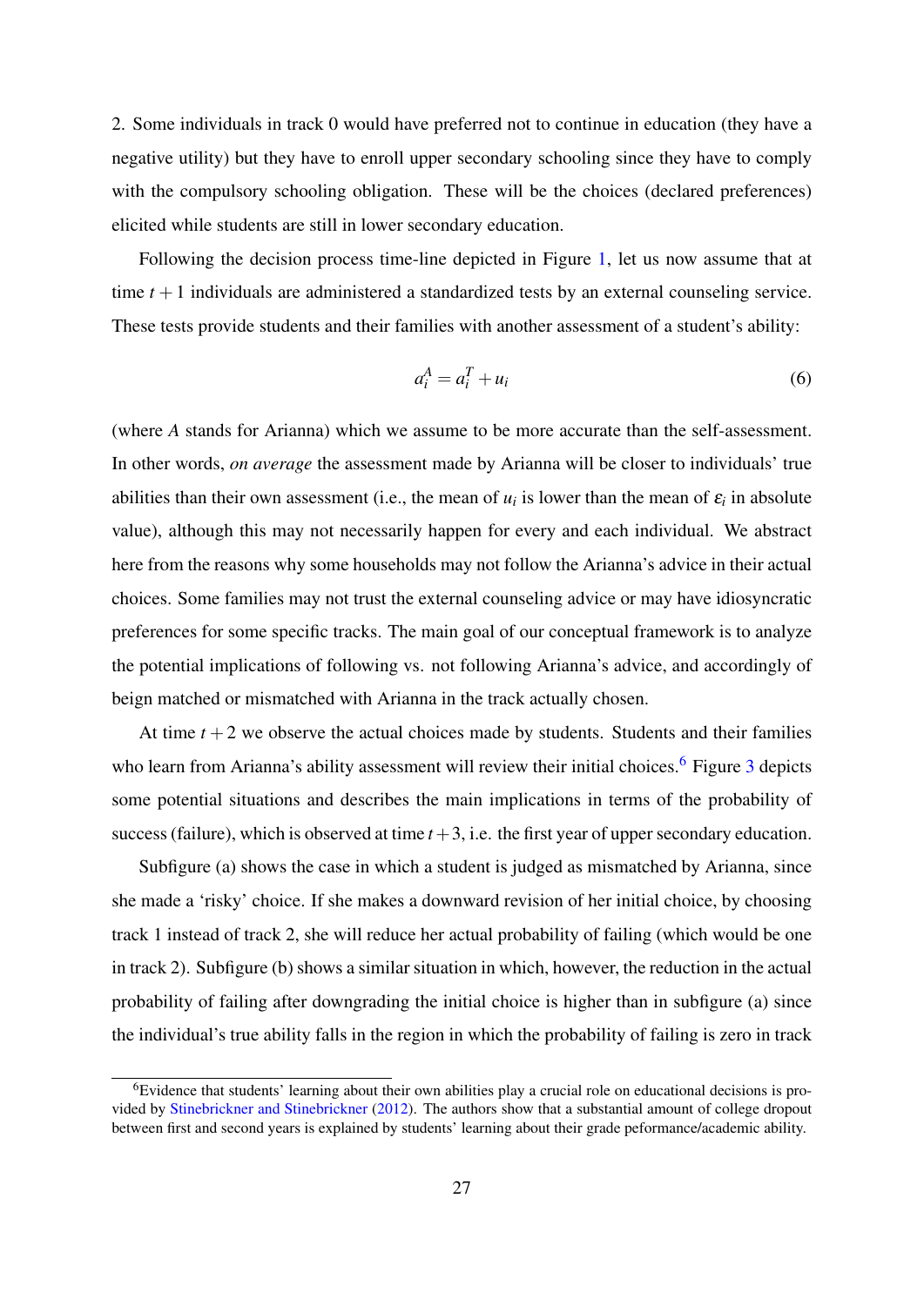2. Some individuals in track 0 would have preferred not to continue in education (they have a negative utility) but they have to enroll upper secondary schooling since they have to comply with the compulsory schooling obligation. These will be the choices (declared preferences) elicited while students are still in lower secondary education.

Following the decision process time-line depicted in Figure 1, let us now assume that at time $t+1$ individuals are administered a standardized tests by an external counseling service. These tests provide students and their families with another assessment of a student's ability:

$$a_i^A = a_i^T + u_i \tag{6}$$

(where $A$ stands for Arianna) which we assume to be more accurate than the self-assessment. In other words, *on average* the assessment made by Arianna will be closer to individuals' true abilities than their own assessment (i.e., the mean of $u_i$ is lower than the mean of $\varepsilon_i$ in absolute value), although this may not necessarily happen for every and each individual. We abstract here from the reasons why some households may not follow the Arianna's advice in their actual choices. Some families may not trust the external counseling advice or may have idiosyncratic preferences for some specific tracks. The main goal of our conceptual framework is to analyze the potential implications of following vs. not following Arianna's advice, and accordingly of beign matched or mismatched with Arianna in the track actually chosen.

At time $t+2$ we observe the actual choices made by students. Students and their families who learn from Arianna's ability assessment will review their initial choices.[6] Figure 3 depicts some potential situations and describes the main implications in terms of the probability of success (failure), which is observed at time $t+3$, i.e. the first year of upper secondary education.

Subfigure (a) shows the case in which a student is judged as mismatched by Arianna, since she made a 'risky' choice. If she makes a downward revision of her initial choice, by choosing track 1 instead of track 2, she will reduce her actual probability of failing (which would be one in track 2). Subfigure (b) shows a similar situation in which, however, the reduction in the actual probability of failing after downgrading the initial choice is higher than in subfigure (a) since the individual's true ability falls in the region in which the probability of failing is zero in track

[6] Evidence that students' learning about their own abilities play a crucial role on educational decisions is provided by Stinebrickner and Stinebrickner (2012). The authors show that a substantial amount of college dropout between first and second years is explained by students' learning about their grade peformance/academic ability.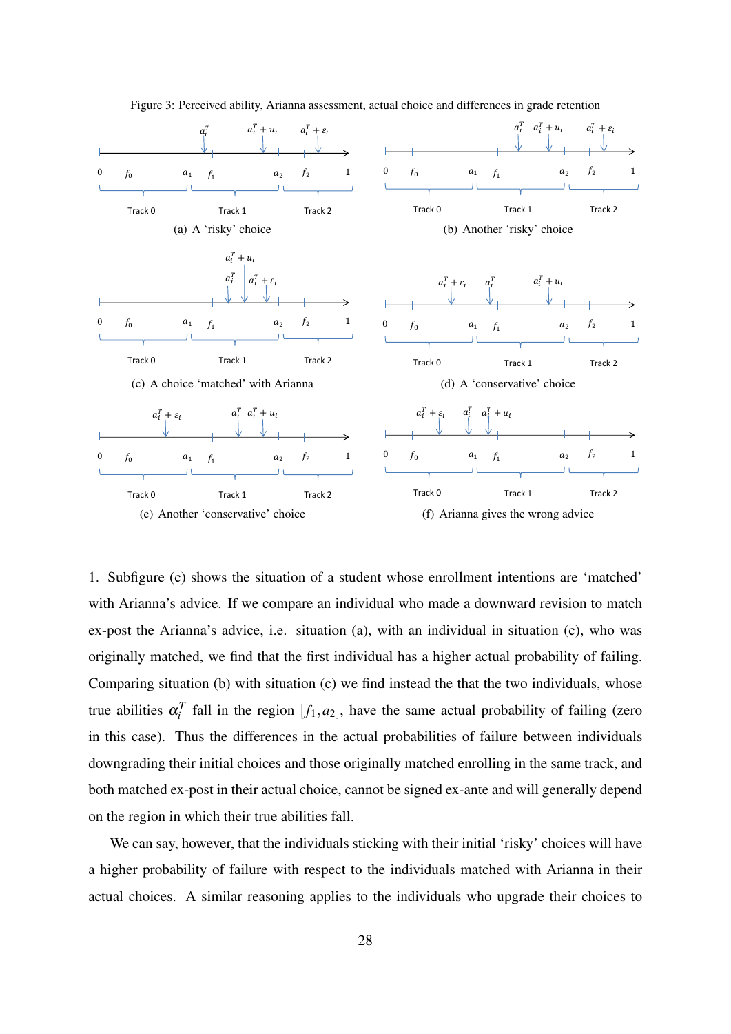Figure 3: Perceived ability, Arianna assessment, actual choice and differences in grade retention

(a) A 'risky' choice

(b) Another 'risky' choice

(c) A choice 'matched' with Arianna

(d) A 'conservative' choice

(e) Another 'conservative' choice

(f) Arianna gives the wrong advice

1. Subfigure (c) shows the situation of a student whose enrollment intentions are 'matched' with Arianna's advice. If we compare an individual who made a downward revision to match ex-post the Arianna's advice, i.e. situation (a), with an individual in situation (c), who was originally matched, we find that the first individual has a higher actual probability of failing. Comparing situation (b) with situation (c) we find instead the that the two individuals, whose true abilities $\alpha_i^T$ fall in the region $[f_1, a_2]$, have the same actual probability of failing (zero in this case). Thus the differences in the actual probabilities of failure between individuals downgrading their initial choices and those originally matched enrolling in the same track, and both matched ex-post in their actual choice, cannot be signed ex-ante and will generally depend on the region in which their true abilities fall.

We can say, however, that the individuals sticking with their initial 'risky' choices will have a higher probability of failure with respect to the individuals matched with Arianna in their actual choices. A similar reasoning applies to the individuals who upgrade their choices to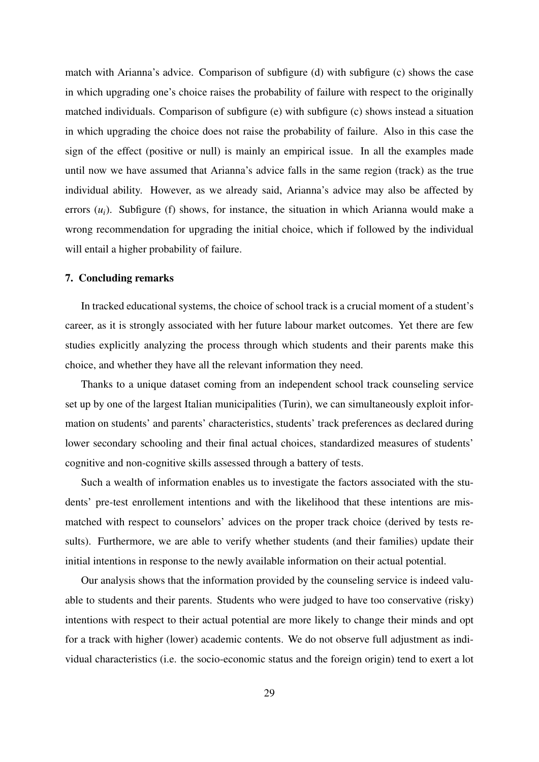match with Arianna's advice. Comparison of subfigure (d) with subfigure (c) shows the case in which upgrading one's choice raises the probability of failure with respect to the originally matched individuals. Comparison of subfigure (e) with subfigure (c) shows instead a situation in which upgrading the choice does not raise the probability of failure. Also in this case the sign of the effect (positive or null) is mainly an empirical issue. In all the examples made until now we have assumed that Arianna's advice falls in the same region (track) as the true individual ability. However, as we already said, Arianna's advice may also be affected by errors ($u_i$). Subfigure (f) shows, for instance, the situation in which Arianna would make a wrong recommendation for upgrading the initial choice, which if followed by the individual will entail a higher probability of failure.

## 7. Concluding remarks

In tracked educational systems, the choice of school track is a crucial moment of a student's career, as it is strongly associated with her future labour market outcomes. Yet there are few studies explicitly analyzing the process through which students and their parents make this choice, and whether they have all the relevant information they need.

Thanks to a unique dataset coming from an independent school track counseling service set up by one of the largest Italian municipalities (Turin), we can simultaneously exploit information on students' and parents' characteristics, students' track preferences as declared during lower secondary schooling and their final actual choices, standardized measures of students' cognitive and non-cognitive skills assessed through a battery of tests.

Such a wealth of information enables us to investigate the factors associated with the students' pre-test enrollement intentions and with the likelihood that these intentions are mismatched with respect to counselors' advices on the proper track choice (derived by tests results). Furthermore, we are able to verify whether students (and their families) update their initial intentions in response to the newly available information on their actual potential.

Our analysis shows that the information provided by the counseling service is indeed valuable to students and their parents. Students who were judged to have too conservative (risky) intentions with respect to their actual potential are more likely to change their minds and opt for a track with higher (lower) academic contents. We do not observe full adjustment as individual characteristics (i.e. the socio-economic status and the foreign origin) tend to exert a lot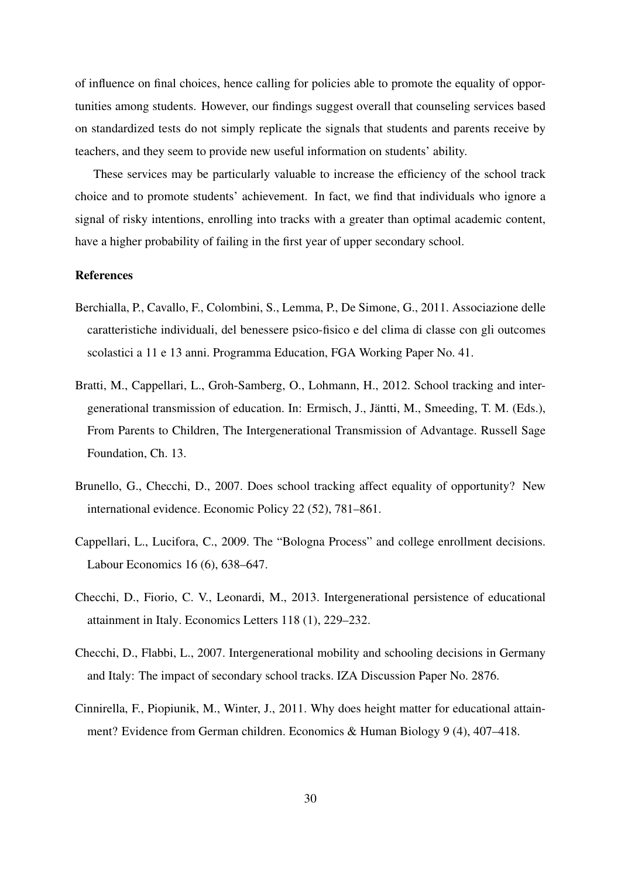of influence on final choices, hence calling for policies able to promote the equality of opportunities among students. However, our findings suggest overall that counseling services based on standardized tests do not simply replicate the signals that students and parents receive by teachers, and they seem to provide new useful information on students' ability.

These services may be particularly valuable to increase the efficiency of the school track choice and to promote students' achievement. In fact, we find that individuals who ignore a signal of risky intentions, enrolling into tracks with a greater than optimal academic content, have a higher probability of failing in the first year of upper secondary school.

## References

Berchialla, P., Cavallo, F., Colombini, S., Lemma, P., De Simone, G., 2011. Associazione delle caratteristiche individuali, del benessere psico-fisico e del clima di classe con gli outcomes scolastici a 11 e 13 anni. Programma Education, FGA Working Paper No. 41.

Bratti, M., Cappellari, L., Groh-Samberg, O., Lohmann, H., 2012. School tracking and intergenerational transmission of education. In: Ermisch, J., Jäntti, M., Smeeding, T. M. (Eds.), From Parents to Children, The Intergenerational Transmission of Advantage. Russell Sage Foundation, Ch. 13.

Brunello, G., Checchi, D., 2007. Does school tracking affect equality of opportunity? New international evidence. Economic Policy 22 (52), 781–861.

Cappellari, L., Lucifora, C., 2009. The "Bologna Process" and college enrollment decisions. Labour Economics 16 (6), 638–647.

Checchi, D., Fiorio, C. V., Leonardi, M., 2013. Intergenerational persistence of educational attainment in Italy. Economics Letters 118 (1), 229–232.

Checchi, D., Flabbi, L., 2007. Intergenerational mobility and schooling decisions in Germany and Italy: The impact of secondary school tracks. IZA Discussion Paper No. 2876.

Cinnirella, F., Piopiunik, M., Winter, J., 2011. Why does height matter for educational attainment? Evidence from German children. Economics & Human Biology 9 (4), 407–418.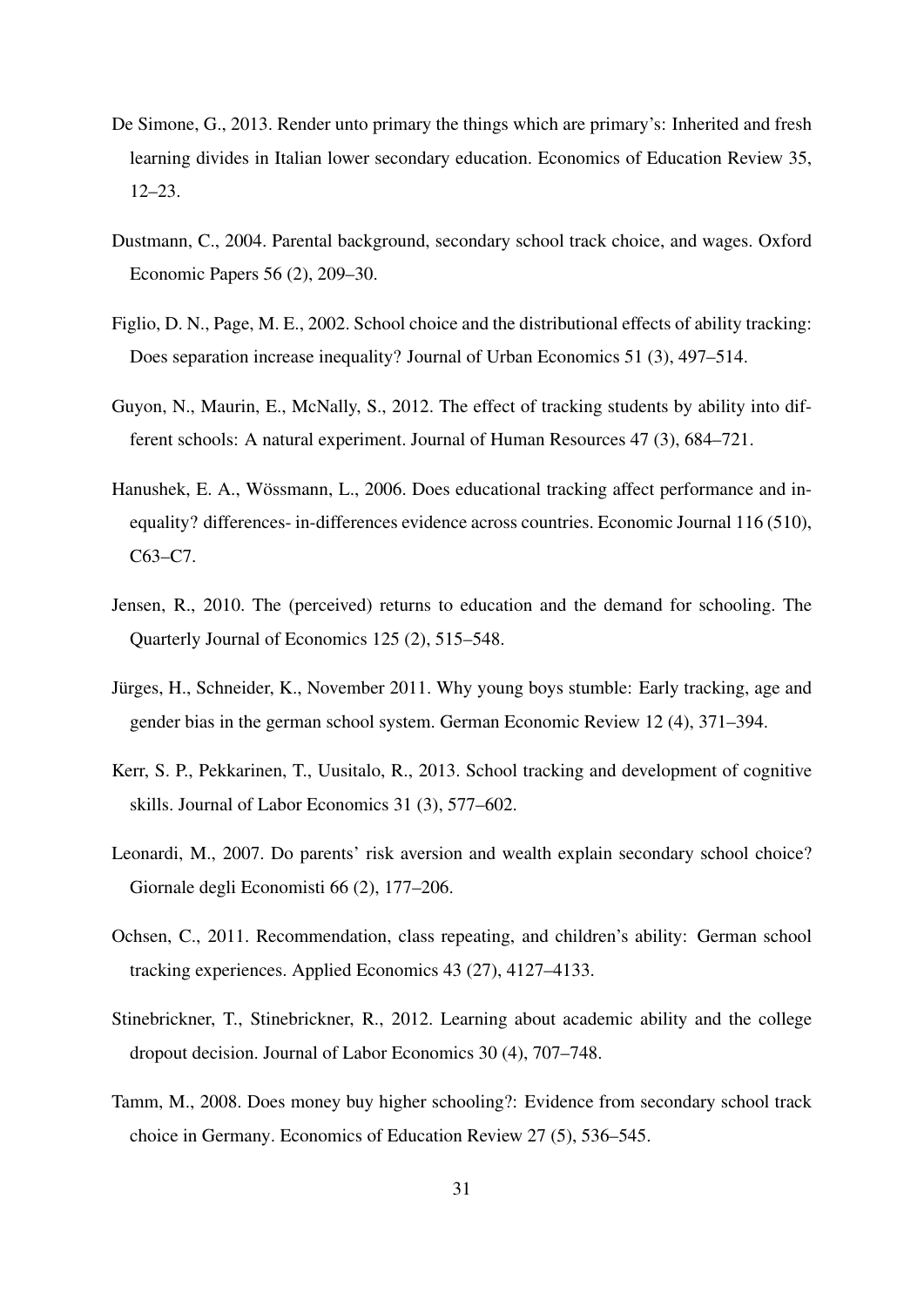De Simone, G., 2013. Render unto primary the things which are primary's: Inherited and fresh learning divides in Italian lower secondary education. Economics of Education Review 35, 12–23.

Dustmann, C., 2004. Parental background, secondary school track choice, and wages. Oxford Economic Papers 56 (2), 209–30.

Figlio, D. N., Page, M. E., 2002. School choice and the distributional effects of ability tracking: Does separation increase inequality? Journal of Urban Economics 51 (3), 497–514.

Guyon, N., Maurin, E., McNally, S., 2012. The effect of tracking students by ability into different schools: A natural experiment. Journal of Human Resources 47 (3), 684–721.

Hanushek, E. A., Wössmann, L., 2006. Does educational tracking affect performance and inequality? differences- in-differences evidence across countries. Economic Journal 116 (510), C63–C7.

Jensen, R., 2010. The (perceived) returns to education and the demand for schooling. The Quarterly Journal of Economics 125 (2), 515–548.

Jürges, H., Schneider, K., November 2011. Why young boys stumble: Early tracking, age and gender bias in the german school system. German Economic Review 12 (4), 371–394.

Kerr, S. P., Pekkarinen, T., Uusitalo, R., 2013. School tracking and development of cognitive skills. Journal of Labor Economics 31 (3), 577–602.

Leonardi, M., 2007. Do parents' risk aversion and wealth explain secondary school choice? Giornale degli Economisti 66 (2), 177–206.

Ochsen, C., 2011. Recommendation, class repeating, and children's ability: German school tracking experiences. Applied Economics 43 (27), 4127–4133.

Stinebrickner, T., Stinebrickner, R., 2012. Learning about academic ability and the college dropout decision. Journal of Labor Economics 30 (4), 707–748.

Tamm, M., 2008. Does money buy higher schooling?: Evidence from secondary school track choice in Germany. Economics of Education Review 27 (5), 536–545.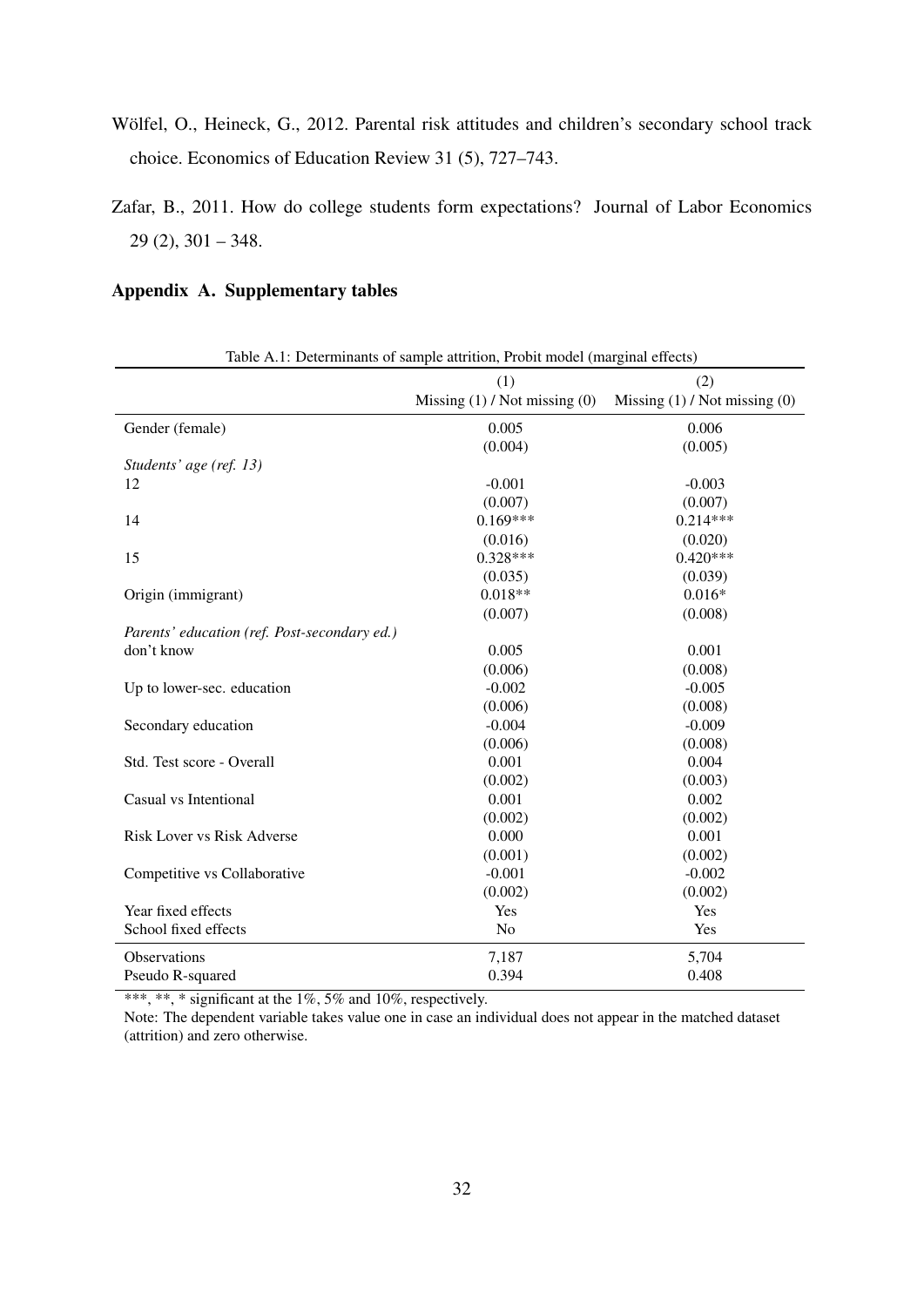Wölfel, O., Heineck, G., 2012. Parental risk attitudes and children's secondary school track choice. Economics of Education Review 31 (5), 727–743.

Zafar, B., 2011. How do college students form expectations? Journal of Labor Economics 29 (2), 301 – 348.

## Appendix A. Supplementary tables

Table A.1: Determinants of sample attrition, Probit model (marginal effects)

| | (1) Missing (1) / Not missing (0) | (2) Missing (1) / Not missing (0) |
|---|---|---|
| Gender (female) | 0.005 | 0.006 |
| | (0.004) | (0.005) |
| *Students' age (ref. 13)* | | |
| 12 | -0.001 | -0.003 |
| | (0.007) | (0.007) |
| 14 | 0.169*** | 0.214*** |
| | (0.016) | (0.020) |
| 15 | 0.328*** | 0.420*** |
| | (0.035) | (0.039) |
| Origin (immigrant) | 0.018** | 0.016* |
| | (0.007) | (0.008) |
| *Parents' education (ref. Post-secondary ed.)* | | |
| don't know | 0.005 | 0.001 |
| | (0.006) | (0.008) |
| Up to lower-sec. education | -0.002 | -0.005 |
| | (0.006) | (0.008) |
| Secondary education | -0.004 | -0.009 |
| | (0.006) | (0.008) |
| Std. Test score - Overall | 0.001 | 0.004 |
| | (0.002) | (0.003) |
| Casual vs Intentional | 0.001 | 0.002 |
| | (0.002) | (0.002) |
| Risk Lover vs Risk Adverse | 0.000 | 0.001 |
| | (0.001) | (0.002) |
| Competitive vs Collaborative | -0.001 | -0.002 |
| | (0.002) | (0.002) |
| Year fixed effects | Yes | Yes |
| School fixed effects | No | Yes |
| Observations | 7,187 | 5,704 |
| Pseudo R-squared | 0.394 | 0.408 |

***, **, * significant at the 1%, 5% and 10%, respectively.

Note: The dependent variable takes value one in case an individual does not appear in the matched dataset (attrition) and zero otherwise.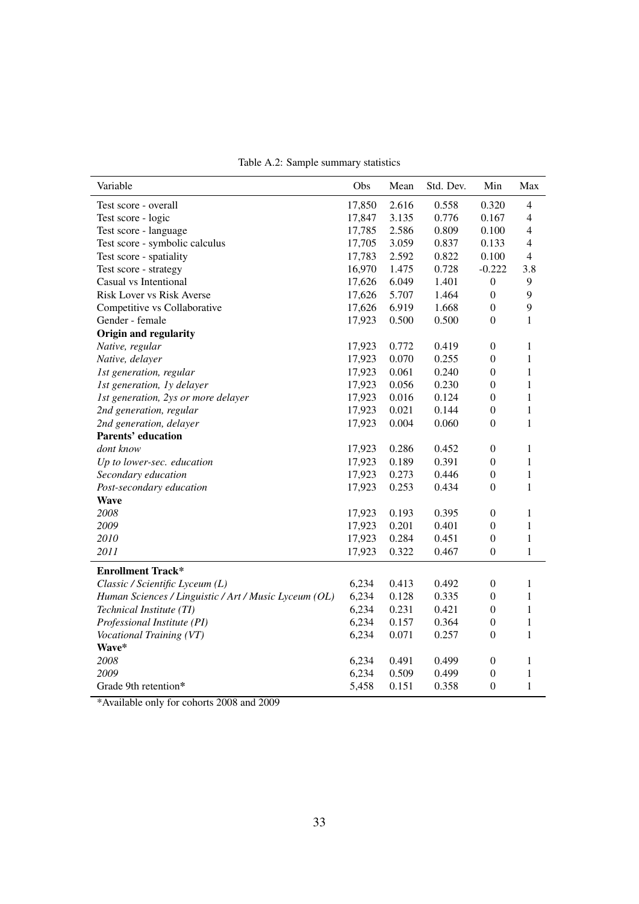Table A.2: Sample summary statistics

| Variable | Obs | Mean | Std. Dev. | Min | Max |
|---|---|---|---|---|---|
| Test score - overall | 17,850 | 2.616 | 0.558 | 0.320 | 4 |
| Test score - logic | 17,847 | 3.135 | 0.776 | 0.167 | 4 |
| Test score - language | 17,785 | 2.586 | 0.809 | 0.100 | 4 |
| Test score - symbolic calculus | 17,705 | 3.059 | 0.837 | 0.133 | 4 |
| Test score - spatiality | 17,783 | 2.592 | 0.822 | 0.100 | 4 |
| Test score - strategy | 16,970 | 1.475 | 0.728 | -0.222 | 3.8 |
| Casual vs Intentional | 17,626 | 6.049 | 1.401 | 0 | 9 |
| Risk Lover vs Risk Averse | 17,626 | 5.707 | 1.464 | 0 | 9 |
| Competitive vs Collaborative | 17,626 | 6.919 | 1.668 | 0 | 9 |
| Gender - female | 17,923 | 0.500 | 0.500 | 0 | 1 |
| **Origin and regularity** | | | | | |
| *Native, regular* | 17,923 | 0.772 | 0.419 | 0 | 1 |
| *Native, delayer* | 17,923 | 0.070 | 0.255 | 0 | 1 |
| *1st generation, regular* | 17,923 | 0.061 | 0.240 | 0 | 1 |
| *1st generation, 1y delayer* | 17,923 | 0.056 | 0.230 | 0 | 1 |
| *1st generation, 2ys or more delayer* | 17,923 | 0.016 | 0.124 | 0 | 1 |
| *2nd generation, regular* | 17,923 | 0.021 | 0.144 | 0 | 1 |
| *2nd generation, delayer* | 17,923 | 0.004 | 0.060 | 0 | 1 |
| **Parents' education** | | | | | |
| *dont know* | 17,923 | 0.286 | 0.452 | 0 | 1 |
| *Up to lower-sec. education* | 17,923 | 0.189 | 0.391 | 0 | 1 |
| *Secondary education* | 17,923 | 0.273 | 0.446 | 0 | 1 |
| *Post-secondary education* | 17,923 | 0.253 | 0.434 | 0 | 1 |
| **Wave** | | | | | |
| *2008* | 17,923 | 0.193 | 0.395 | 0 | 1 |
| *2009* | 17,923 | 0.201 | 0.401 | 0 | 1 |
| *2010* | 17,923 | 0.284 | 0.451 | 0 | 1 |
| *2011* | 17,923 | 0.322 | 0.467 | 0 | 1 |
| **Enrollment Track*** | | | | | |
| *Classic / Scientific Lyceum (L)* | 6,234 | 0.413 | 0.492 | 0 | 1 |
| *Human Sciences / Linguistic / Art / Music Lyceum (OL)* | 6,234 | 0.128 | 0.335 | 0 | 1 |
| *Technical Institute (TI)* | 6,234 | 0.231 | 0.421 | 0 | 1 |
| *Professional Institute (PI)* | 6,234 | 0.157 | 0.364 | 0 | 1 |
| *Vocational Training (VT)* | 6,234 | 0.071 | 0.257 | 0 | 1 |
| **Wave*** | | | | | |
| *2008* | 6,234 | 0.491 | 0.499 | 0 | 1 |
| *2009* | 6,234 | 0.509 | 0.499 | 0 | 1 |
| Grade 9th retention* | 5,458 | 0.151 | 0.358 | 0 | 1 |

*Available only for cohorts 2008 and 2009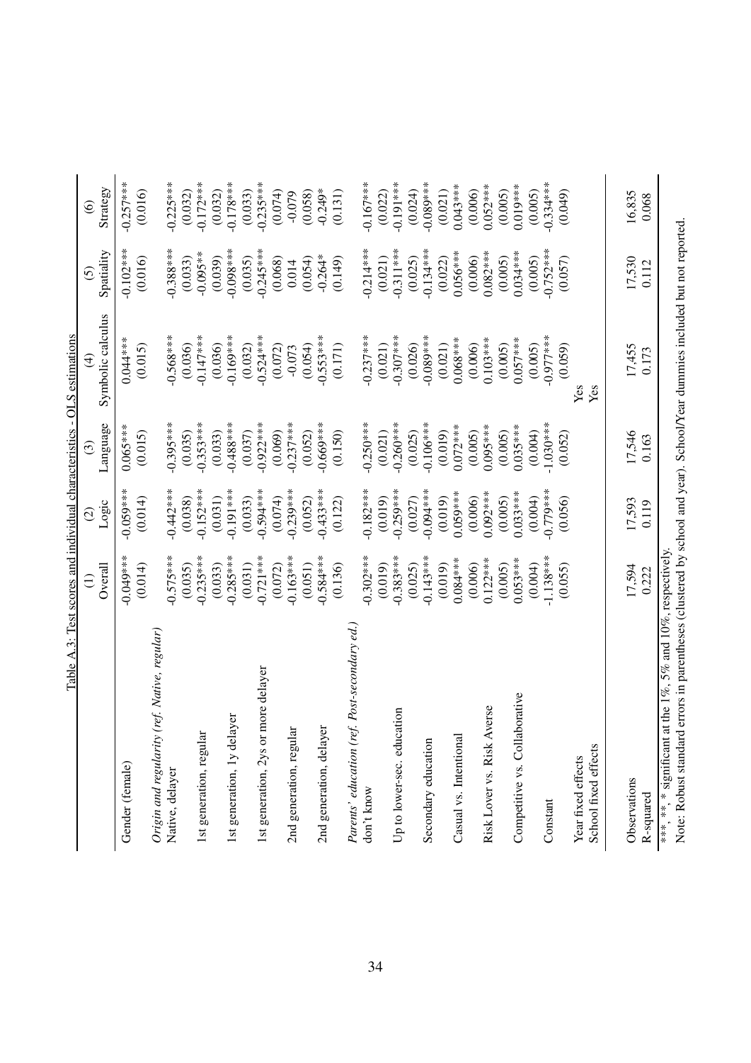Table A.3: Test scores and individual characteristics - OLS estimations

| | (1) Overall | (2) Logic | (3) Language | (4) Symbolic calculus | (5) Spatiality | (6) Strategy |
|---|---|---|---|---|---|---|
| Gender (female) | -0.049*** | -0.059*** | 0.065*** | 0.044*** | -0.102*** | -0.257*** |
| | (0.014) | (0.014) | (0.015) | (0.015) | (0.016) | (0.016) |
| *Origin and regularity (ref. Native, regular)* | | | | | | |
| Native, delayer | -0.575*** | -0.442*** | -0.395*** | -0.568*** | -0.388*** | -0.225*** |
| | (0.035) | (0.038) | (0.035) | (0.036) | (0.033) | (0.032) |
| 1st generation, regular | -0.235*** | -0.152*** | -0.353*** | -0.147*** | -0.095** | -0.172*** |
| | (0.033) | (0.031) | (0.033) | (0.036) | (0.039) | (0.032) |
| 1st generation, 1y delayer | -0.285*** | -0.191*** | -0.488*** | -0.169*** | -0.098*** | -0.178*** |
| | (0.031) | (0.033) | (0.037) | (0.032) | (0.035) | (0.033) |
| 1st generation, 2ys or more delayer | -0.721*** | -0.594*** | -0.922*** | -0.524*** | -0.245*** | -0.235*** |
| | (0.072) | (0.074) | (0.069) | (0.072) | (0.068) | (0.074) |
| 2nd generation, regular | -0.163*** | -0.239*** | -0.237*** | -0.073 | 0.014 | -0.079 |
| | (0.051) | (0.052) | (0.052) | (0.054) | (0.054) | (0.058) |
| 2nd generation, delayer | -0.584*** | -0.433*** | -0.669*** | -0.553*** | -0.264* | -0.249* |
| | (0.136) | (0.122) | (0.150) | (0.171) | (0.149) | (0.131) |
| *Parents' education (ref. Post-secondary ed.)* | | | | | | |
| don't know | -0.302*** | -0.182*** | -0.250*** | -0.237*** | -0.214*** | -0.167*** |
| | (0.019) | (0.019) | (0.021) | (0.021) | (0.021) | (0.022) |
| Up to lower-sec. education | -0.383*** | -0.259*** | -0.260*** | -0.307*** | -0.311*** | -0.191*** |
| | (0.025) | (0.027) | (0.025) | (0.026) | (0.025) | (0.024) |
| Secondary education | -0.143*** | -0.094*** | -0.106*** | -0.089*** | -0.134*** | -0.089*** |
| | (0.019) | (0.019) | (0.019) | (0.021) | (0.022) | (0.021) |
| Casual vs. Intentional | 0.084*** | 0.059*** | 0.072*** | 0.068*** | 0.056*** | 0.043*** |
| | (0.006) | (0.006) | (0.005) | (0.006) | (0.006) | (0.006) |
| Risk Lover vs. Risk Averse | 0.122*** | 0.092*** | 0.095*** | 0.103*** | 0.082*** | 0.052*** |
| | (0.005) | (0.005) | (0.005) | (0.005) | (0.005) | (0.005) |
| Competitive vs. Collaborative | 0.053*** | 0.033*** | 0.035*** | 0.057*** | 0.034*** | 0.019*** |
| | (0.004) | (0.004) | (0.004) | (0.005) | (0.005) | (0.005) |
| Constant | -1.138*** | -0.779*** | -1.030*** | -0.977*** | -0.752*** | -0.334*** |
| | (0.055) | (0.056) | (0.052) | (0.059) | (0.057) | (0.049) |
| Year fixed effects | | | | Yes | | |
| School fixed effects | | | | Yes | | |
| Observations | 17,594 | 17,593 | 17,546 | 17,455 | 17,530 | 16,835 |
| R-squared | 0.222 | 0.119 | 0.163 | 0.173 | 0.112 | 0.068 |

***, **, * significant at the 1%, 5% and 10%, respectively.
Note: Robust standard errors in parentheses (clustered by school and year). School/Year dummies included but not reported.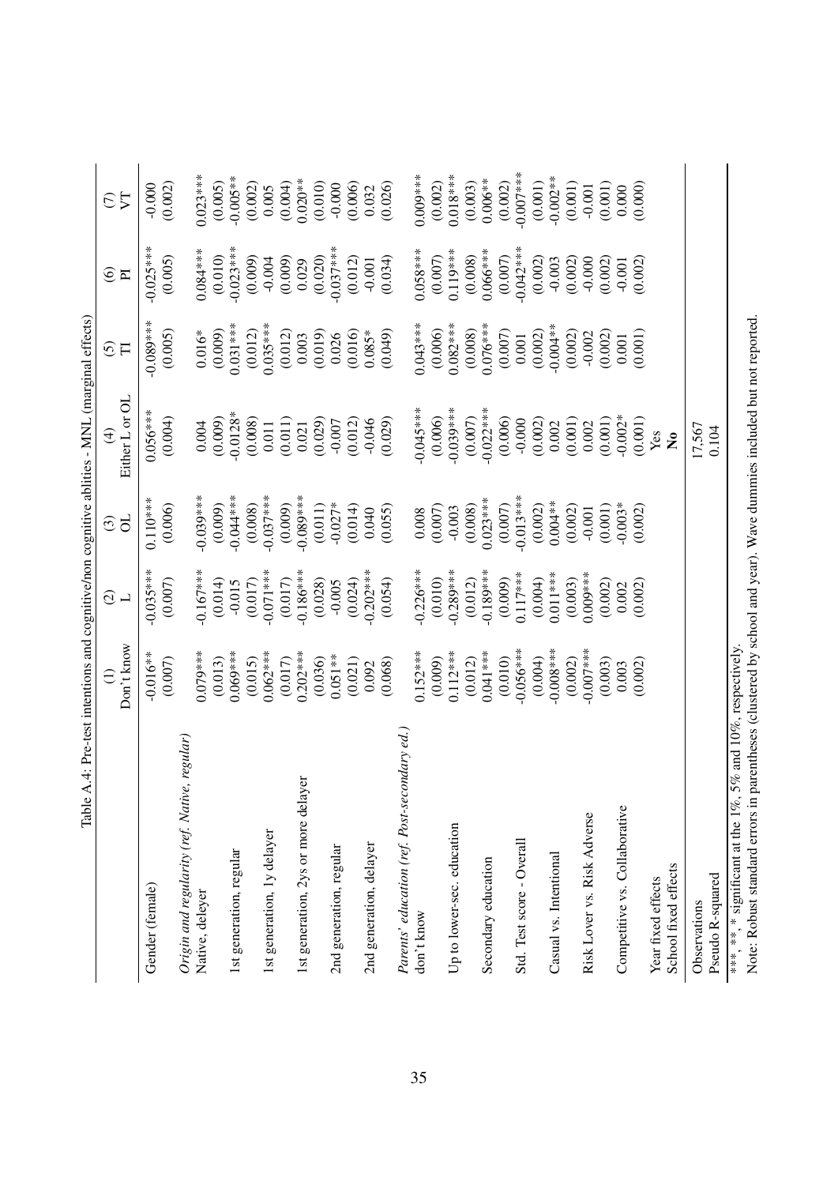Table A.4: Pre-test intentions and cognitive/non cognitive ablities - MNL (marginal effects)

| | (1) Don't know | (2) L | (3) OL | (4) Either L or OL | (5) TI | (6) PI | (7) VT |
|---|---|---|---|---|---|---|---|
| Gender (female) | -0.016** | -0.035*** | 0.110*** | 0.056*** | -0.089*** | -0.025*** | -0.000 |
| | (0.007) | (0.007) | (0.006) | (0.004) | (0.005) | (0.005) | (0.002) |
| *Origin and regularity (ref. Native, regular)* | | | | | | | |
| Native, deleyer | 0.079*** | -0.167*** | -0.039*** | 0.004 | 0.016* | 0.084*** | 0.023*** |
| | (0.013) | (0.014) | (0.009) | (0.009) | (0.009) | (0.010) | (0.005) |
| 1st generation, regular | 0.069*** | -0.015 | -0.044*** | -0.0128* | 0.031*** | -0.023*** | -0.005** |
| | (0.015) | (0.017) | (0.008) | (0.008) | (0.012) | (0.009) | (0.002) |
| 1st generation, 1y delayer | 0.062*** | -0.071*** | -0.037*** | 0.011 | 0.035*** | -0.004 | 0.005 |
| | (0.017) | (0.017) | (0.009) | (0.011) | (0.012) | (0.009) | (0.004) |
| 1st generation, 2ys or more delayer | 0.202*** | -0.186*** | -0.089*** | 0.021 | 0.003 | 0.029 | 0.020** |
| | (0.036) | (0.028) | (0.011) | (0.029) | (0.019) | (0.020) | (0.010) |
| 2nd generation, regular | 0.051** | -0.005 | -0.027* | -0.007 | 0.026 | -0.037*** | -0.000 |
| | (0.021) | (0.024) | (0.014) | (0.012) | (0.016) | (0.012) | (0.006) |
| 2nd generation, delayer | 0.092 | -0.202*** | 0.040 | -0.046 | 0.085* | -0.001 | 0.032 |
| | (0.068) | (0.054) | (0.055) | (0.029) | (0.049) | (0.034) | (0.026) |
| *Parents' education (ref. Post-secondary ed.)* | | | | | | | |
| don't know | 0.152*** | -0.226*** | 0.008 | -0.045*** | 0.043*** | 0.058*** | 0.009*** |
| | (0.009) | (0.010) | (0.007) | (0.006) | (0.006) | (0.007) | (0.002) |
| Up to lower-sec. education | 0.112*** | -0.289*** | -0.003 | -0.039*** | 0.082*** | 0.119*** | 0.018*** |
| | (0.012) | (0.012) | (0.008) | (0.007) | (0.008) | (0.008) | (0.003) |
| Secondary education | 0.041*** | -0.189*** | 0.023*** | -0.022*** | 0.076*** | 0.066*** | 0.006** |
| | (0.010) | (0.009) | (0.007) | (0.006) | (0.007) | (0.007) | (0.002) |
| Std. Test score - Overall | -0.056*** | 0.117*** | -0.013*** | -0.000 | 0.001 | -0.042*** | -0.007*** |
| | (0.004) | (0.004) | (0.002) | (0.002) | (0.002) | (0.002) | (0.001) |
| Casual vs. Intentional | -0.008*** | 0.011*** | 0.004** | 0.002 | -0.004** | -0.003 | -0.002** |
| | (0.002) | (0.003) | (0.002) | (0.001) | (0.002) | (0.002) | (0.001) |
| Risk Lover vs. Risk Adverse | -0.007*** | 0.009*** | -0.001 | 0.002 | -0.002 | -0.000 | -0.001 |
| | (0.003) | (0.002) | (0.001) | (0.001) | (0.002) | (0.002) | (0.001) |
| Competitive vs. Collaborative | 0.003 | 0.002 | -0.003* | -0.002* | 0.001 | -0.001 | 0.000 |
| | (0.002) | (0.002) | (0.002) | (0.001) | (0.001) | (0.002) | (0.000) |
| Year fixed effects | | | | Yes | | | |
| School fixed effects | | | | **No** | | | |
| Observations | | | | 17,567 | | | |
| Pseudo R-squared | | | | 0.104 | | | |

***, **, * significant at the 1%, 5% and 10%, respectively.
Note: Robust standard errors in parentheses (clustered by school and year). Wave dummies included but not reported.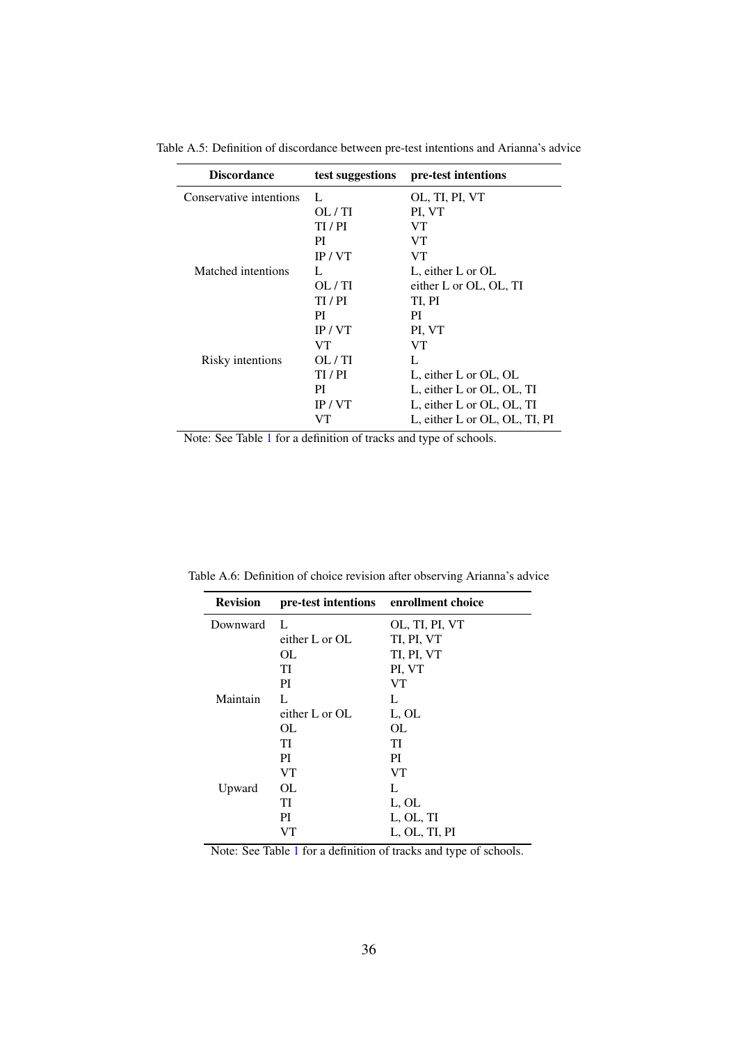Table A.5: Definition of discordance between pre-test intentions and Arianna's advice

| Discordance | test suggestions | pre-test intentions |
|---|---|---|
| Conservative intentions | L | OL, TI, PI, VT |
| | OL / TI | PI, VT |
| | TI / PI | VT |
| | PI | VT |
| | IP / VT | VT |
| Matched intentions | L | L, either L or OL |
| | OL / TI | either L or OL, OL, TI |
| | TI / PI | TI, PI |
| | PI | PI |
| | IP / VT | PI, VT |
| | VT | VT |
| Risky intentions | OL / TI | L |
| | TI / PI | L, either L or OL, OL |
| | PI | L, either L or OL, OL, TI |
| | IP / VT | L, either L or OL, OL, TI |
| | VT | L, either L or OL, OL, TI, PI |

Note: See Table 1 for a definition of tracks and type of schools.

Table A.6: Definition of choice revision after observing Arianna's advice

| Revision | pre-test intentions | enrollment choice |
|---|---|---|
| Downward | L | OL, TI, PI, VT |
| | either L or OL | TI, PI, VT |
| | OL | TI, PI, VT |
| | TI | PI, VT |
| | PI | VT |
| Maintain | L | L |
| | either L or OL | L, OL |
| | OL | OL |
| | TI | TI |
| | PI | PI |
| | VT | VT |
| Upward | OL | L |
| | TI | L, OL |
| | PI | L, OL, TI |
| | VT | L, OL, TI, PI |

Note: See Table 1 for a definition of tracks and type of schools.